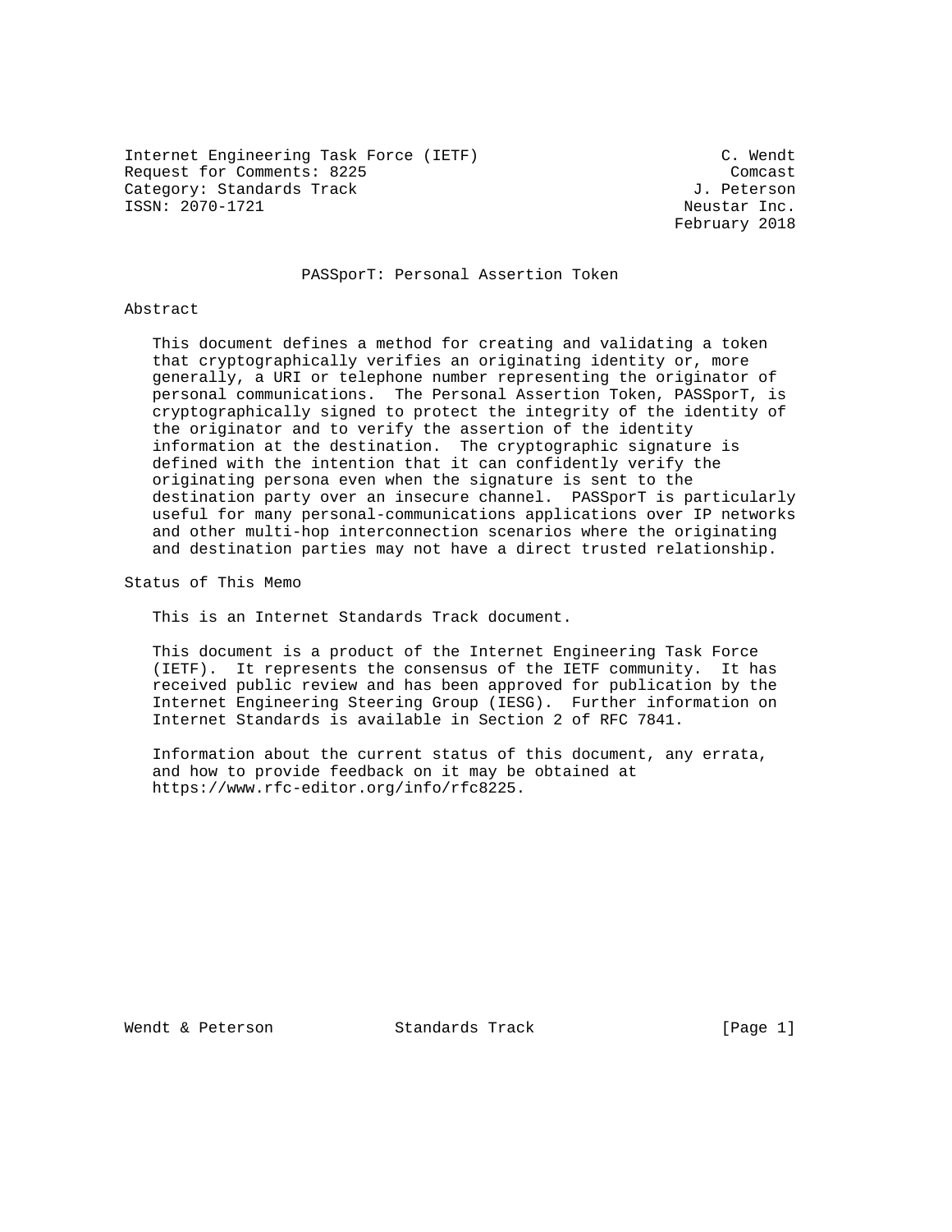Internet Engineering Task Force (IETF) C. Wendt
Request for Comments: 8225 Comcast
Category: Standards Track J. Peterson
ISSN: 2070-1721 Neustar Inc.
February 2018

# PASSporT: Personal Assertion Token

## Abstract

This document defines a method for creating and validating a token that cryptographically verifies an originating identity or, more generally, a URI or telephone number representing the originator of personal communications. The Personal Assertion Token, PASSporT, is cryptographically signed to protect the integrity of the identity of the originator and to verify the assertion of the identity information at the destination. The cryptographic signature is defined with the intention that it can confidently verify the originating persona even when the signature is sent to the destination party over an insecure channel. PASSporT is particularly useful for many personal-communications applications over IP networks and other multi-hop interconnection scenarios where the originating and destination parties may not have a direct trusted relationship.

## Status of This Memo

This is an Internet Standards Track document.

This document is a product of the Internet Engineering Task Force (IETF). It represents the consensus of the IETF community. It has received public review and has been approved for publication by the Internet Engineering Steering Group (IESG). Further information on Internet Standards is available in Section 2 of RFC 7841.

Information about the current status of this document, any errata, and how to provide feedback on it may be obtained at https://www.rfc-editor.org/info/rfc8225.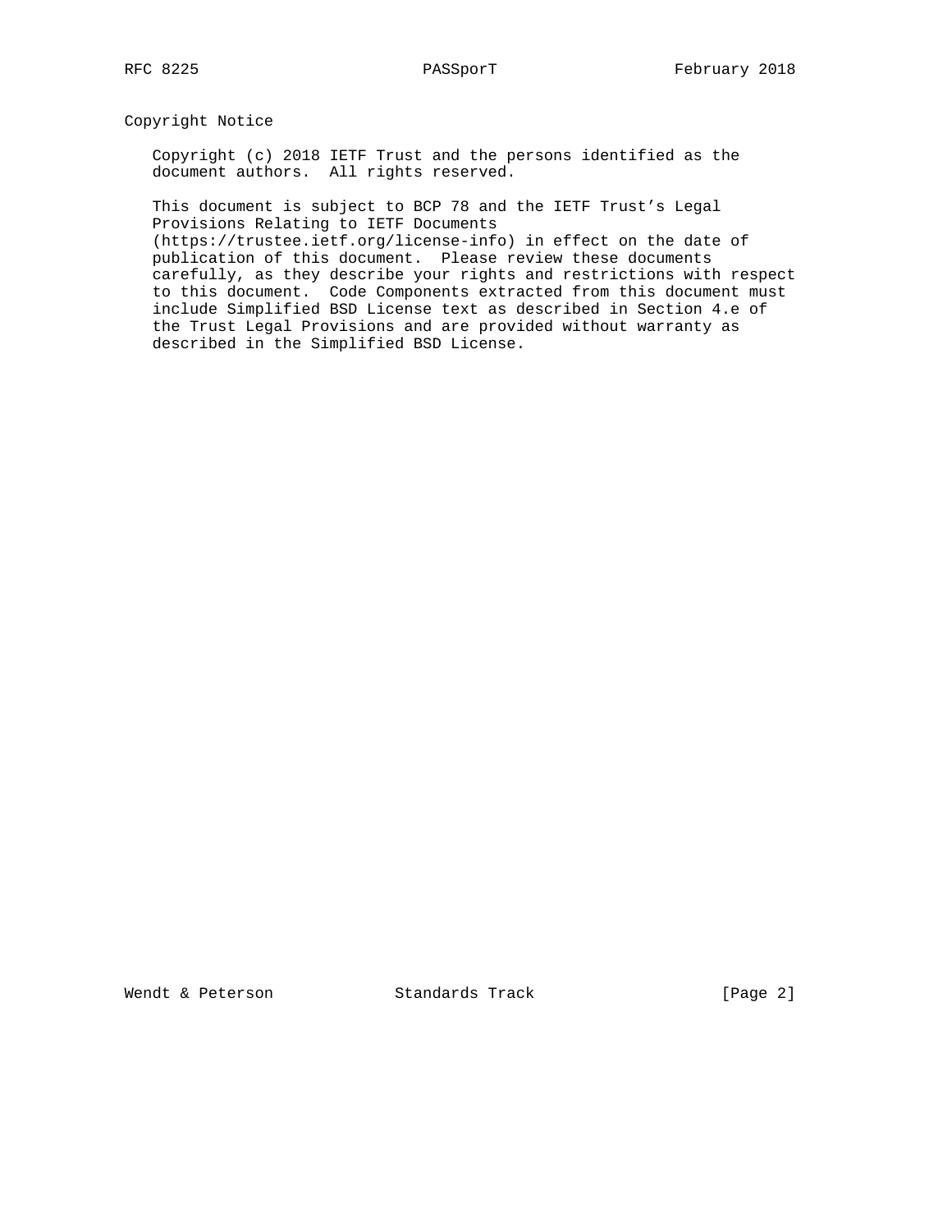## Copyright Notice

Copyright (c) 2018 IETF Trust and the persons identified as the document authors. All rights reserved.

This document is subject to BCP 78 and the IETF Trust's Legal Provisions Relating to IETF Documents (https://trustee.ietf.org/license-info) in effect on the date of publication of this document. Please review these documents carefully, as they describe your rights and restrictions with respect to this document. Code Components extracted from this document must include Simplified BSD License text as described in Section 4.e of the Trust Legal Provisions and are provided without warranty as described in the Simplified BSD License.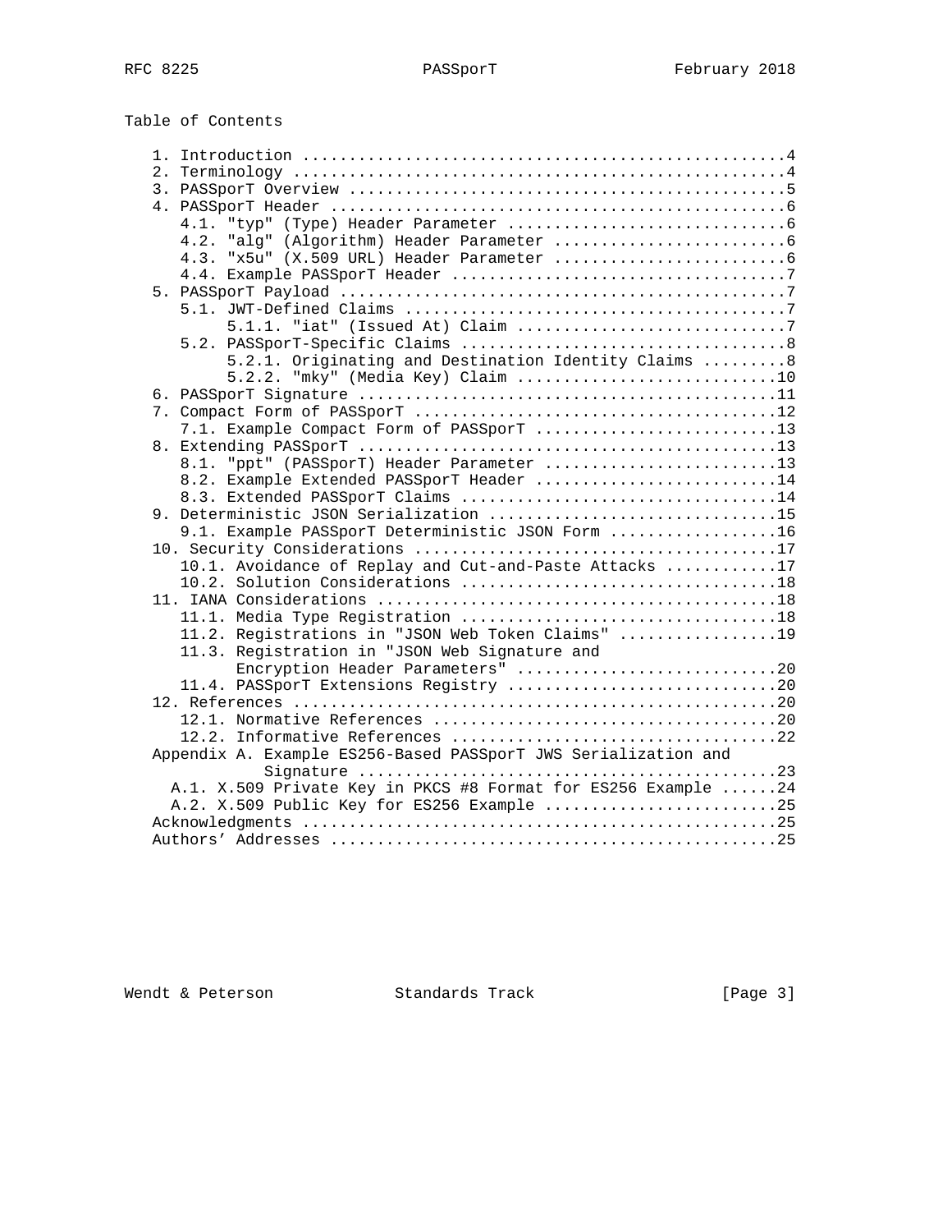Table of Contents

```
   1. Introduction ....................................................4
   2. Terminology .....................................................4
   3. PASSporT Overview ...............................................5
   4. PASSporT Header .................................................6
      4.1. "typ" (Type) Header Parameter ..............................6
      4.2. "alg" (Algorithm) Header Parameter .........................6
      4.3. "x5u" (X.509 URL) Header Parameter .........................6
      4.4. Example PASSporT Header ....................................7
   5. PASSporT Payload ................................................7
      5.1. JWT-Defined Claims .........................................7
           5.1.1. "iat" (Issued At) Claim .............................7
      5.2. PASSporT-Specific Claims ...................................8
           5.2.1. Originating and Destination Identity Claims .........8
           5.2.2. "mky" (Media Key) Claim ............................10
   6. PASSporT Signature .............................................11
   7. Compact Form of PASSporT .......................................12
      7.1. Example Compact Form of PASSporT ..........................13
   8. Extending PASSporT .............................................13
      8.1. "ppt" (PASSporT) Header Parameter .........................13
      8.2. Example Extended PASSporT Header ..........................14
      8.3. Extended PASSporT Claims ..................................14
   9. Deterministic JSON Serialization ...............................15
      9.1. Example PASSporT Deterministic JSON Form ..................16
   10. Security Considerations .......................................17
      10.1. Avoidance of Replay and Cut-and-Paste Attacks ............17
      10.2. Solution Considerations ..................................18
   11. IANA Considerations ...........................................18
      11.1. Media Type Registration ..................................18
      11.2. Registrations in "JSON Web Token Claims" .................19
      11.3. Registration in "JSON Web Signature and
            Encryption Header Parameters" ............................20
      11.4. PASSporT Extensions Registry .............................20
   12. References ....................................................20
      12.1. Normative References .....................................20
      12.2. Informative References ...................................22
   Appendix A. Example ES256-Based PASSporT JWS Serialization and
               Signature .............................................23
     A.1. X.509 Private Key in PKCS #8 Format for ES256 Example ......24
     A.2. X.509 Public Key for ES256 Example .........................25
   Acknowledgments ...................................................25
   Authors' Addresses ................................................25
```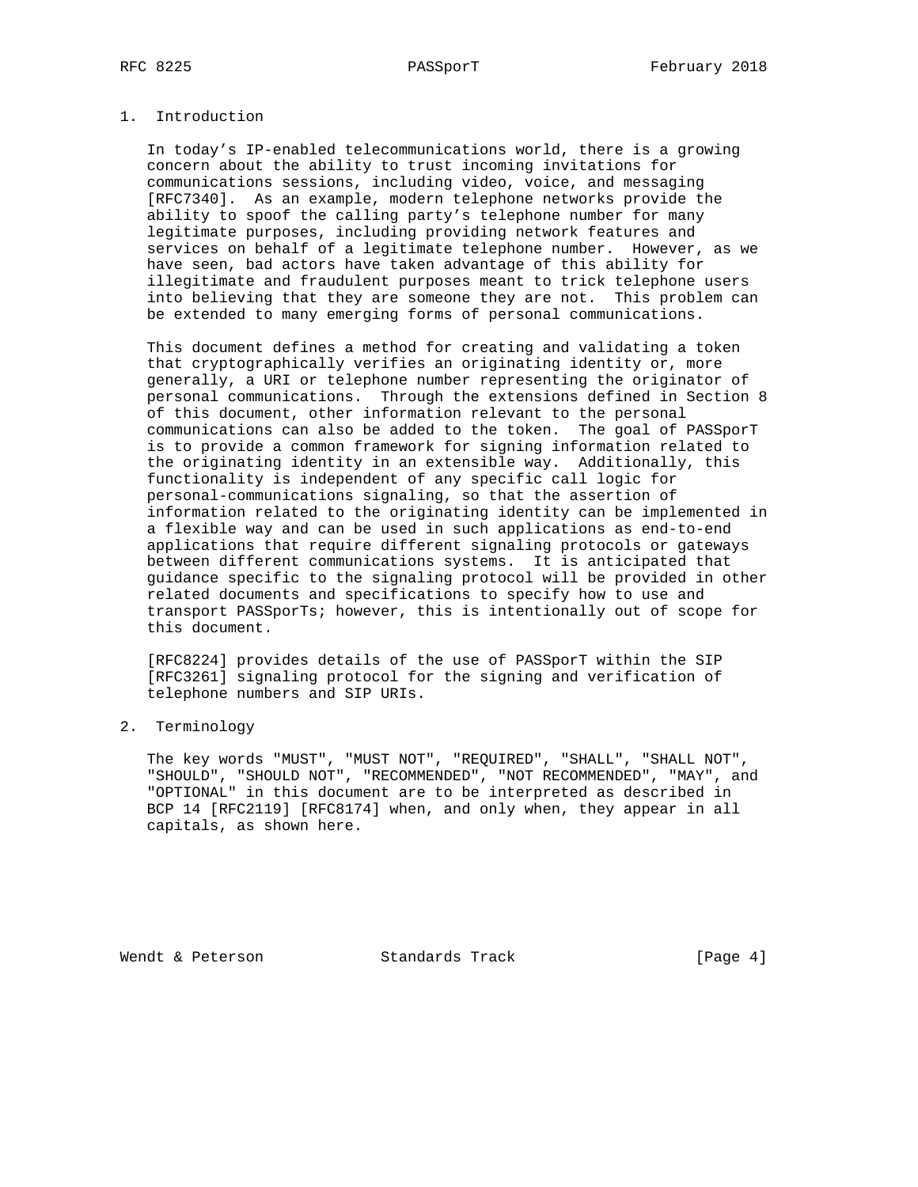## 1. Introduction

In today's IP-enabled telecommunications world, there is a growing concern about the ability to trust incoming invitations for communications sessions, including video, voice, and messaging [RFC7340]. As an example, modern telephone networks provide the ability to spoof the calling party's telephone number for many legitimate purposes, including providing network features and services on behalf of a legitimate telephone number. However, as we have seen, bad actors have taken advantage of this ability for illegitimate and fraudulent purposes meant to trick telephone users into believing that they are someone they are not. This problem can be extended to many emerging forms of personal communications.

This document defines a method for creating and validating a token that cryptographically verifies an originating identity or, more generally, a URI or telephone number representing the originator of personal communications. Through the extensions defined in Section 8 of this document, other information relevant to the personal communications can also be added to the token. The goal of PASSporT is to provide a common framework for signing information related to the originating identity in an extensible way. Additionally, this functionality is independent of any specific call logic for personal-communications signaling, so that the assertion of information related to the originating identity can be implemented in a flexible way and can be used in such applications as end-to-end applications that require different signaling protocols or gateways between different communications systems. It is anticipated that guidance specific to the signaling protocol will be provided in other related documents and specifications to specify how to use and transport PASSporTs; however, this is intentionally out of scope for this document.

[RFC8224] provides details of the use of PASSporT within the SIP [RFC3261] signaling protocol for the signing and verification of telephone numbers and SIP URIs.

## 2. Terminology

The key words "MUST", "MUST NOT", "REQUIRED", "SHALL", "SHALL NOT", "SHOULD", "SHOULD NOT", "RECOMMENDED", "NOT RECOMMENDED", "MAY", and "OPTIONAL" in this document are to be interpreted as described in BCP 14 [RFC2119] [RFC8174] when, and only when, they appear in all capitals, as shown here.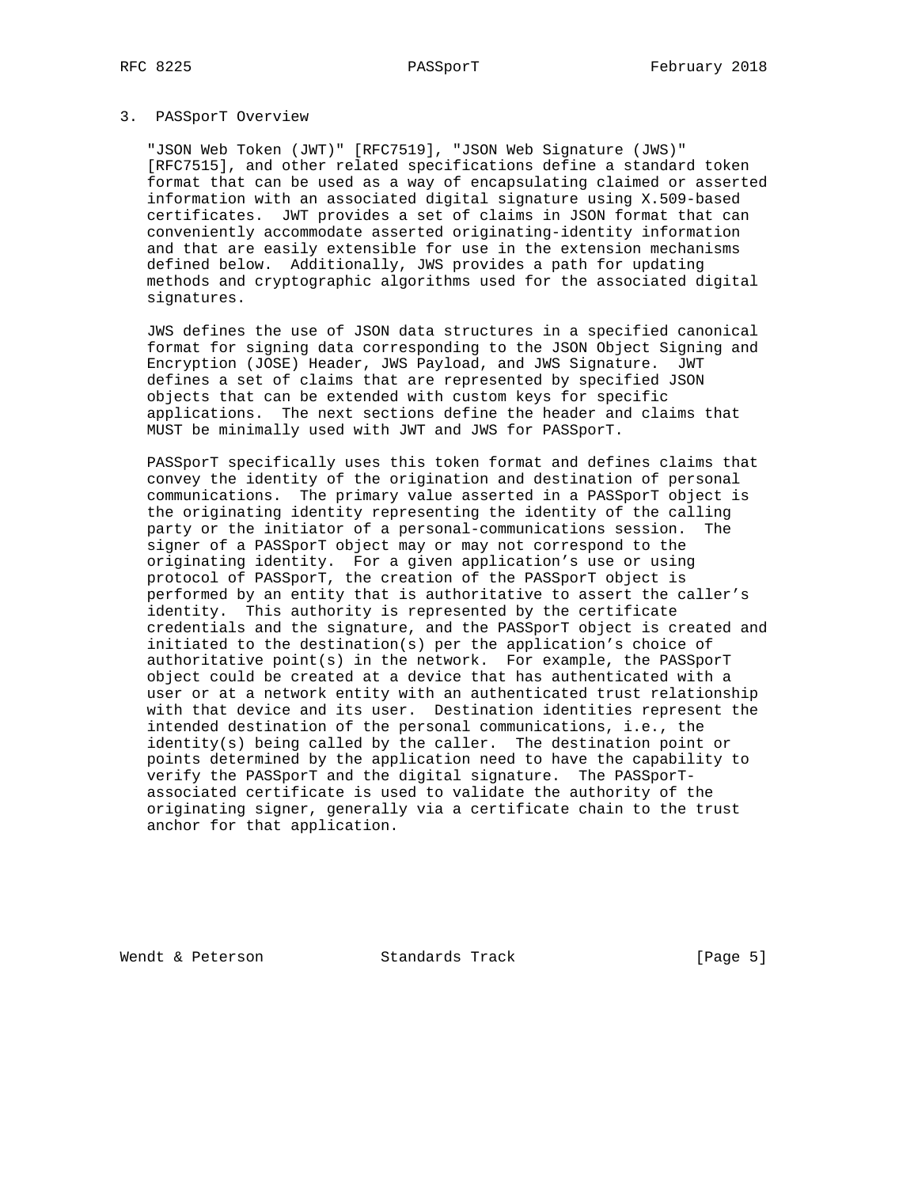## 3. PASSporT Overview

"JSON Web Token (JWT)" [RFC7519], "JSON Web Signature (JWS)" [RFC7515], and other related specifications define a standard token format that can be used as a way of encapsulating claimed or asserted information with an associated digital signature using X.509-based certificates. JWT provides a set of claims in JSON format that can conveniently accommodate asserted originating-identity information and that are easily extensible for use in the extension mechanisms defined below. Additionally, JWS provides a path for updating methods and cryptographic algorithms used for the associated digital signatures.

JWS defines the use of JSON data structures in a specified canonical format for signing data corresponding to the JSON Object Signing and Encryption (JOSE) Header, JWS Payload, and JWS Signature. JWT defines a set of claims that are represented by specified JSON objects that can be extended with custom keys for specific applications. The next sections define the header and claims that MUST be minimally used with JWT and JWS for PASSporT.

PASSporT specifically uses this token format and defines claims that convey the identity of the origination and destination of personal communications. The primary value asserted in a PASSporT object is the originating identity representing the identity of the calling party or the initiator of a personal-communications session. The signer of a PASSporT object may or may not correspond to the originating identity. For a given application's use or using protocol of PASSporT, the creation of the PASSporT object is performed by an entity that is authoritative to assert the caller's identity. This authority is represented by the certificate credentials and the signature, and the PASSporT object is created and initiated to the destination(s) per the application's choice of authoritative point(s) in the network. For example, the PASSporT object could be created at a device that has authenticated with a user or at a network entity with an authenticated trust relationship with that device and its user. Destination identities represent the intended destination of the personal communications, i.e., the identity(s) being called by the caller. The destination point or points determined by the application need to have the capability to verify the PASSporT and the digital signature. The PASSporT-associated certificate is used to validate the authority of the originating signer, generally via a certificate chain to the trust anchor for that application.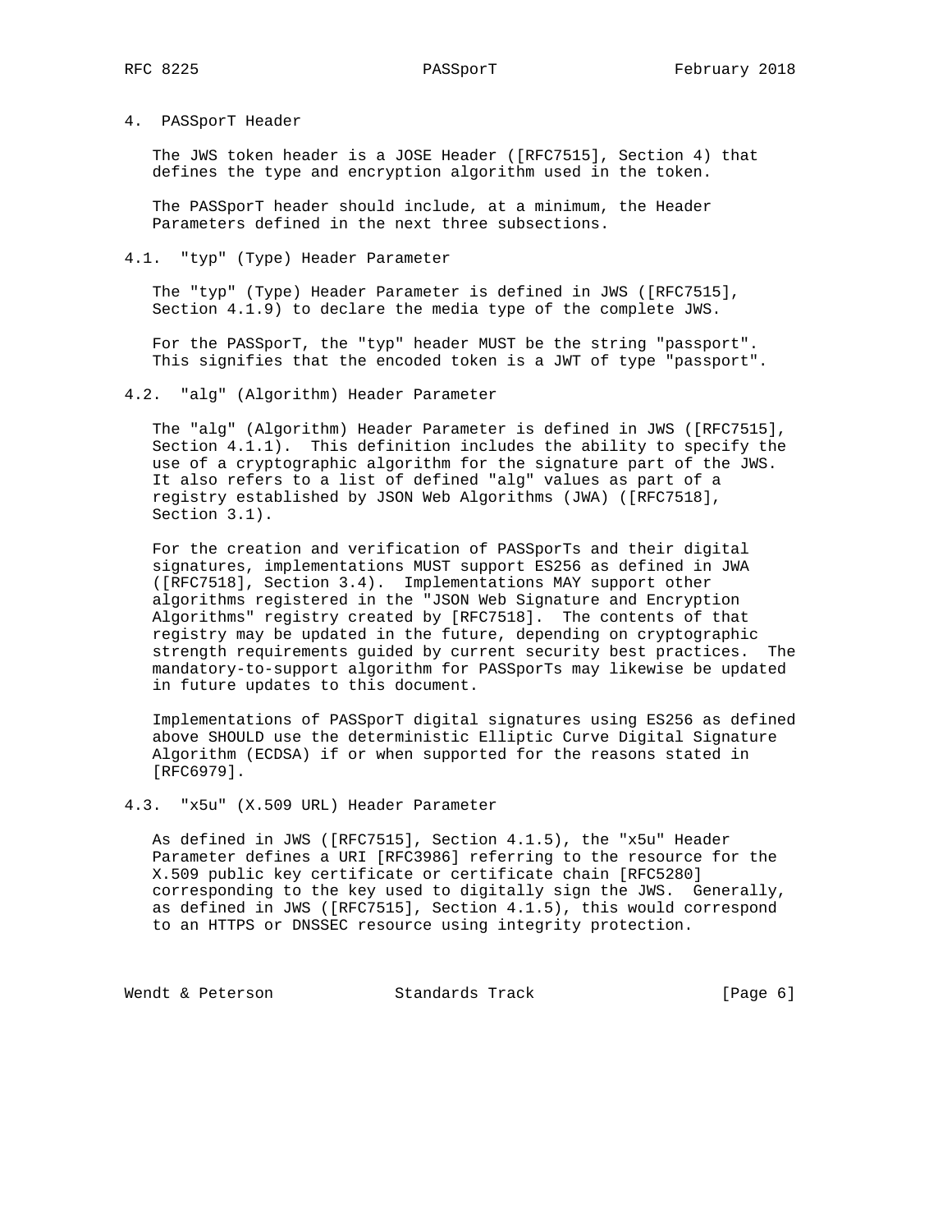## 4. PASSporT Header

The JWS token header is a JOSE Header ([RFC7515], Section 4) that defines the type and encryption algorithm used in the token.

The PASSporT header should include, at a minimum, the Header Parameters defined in the next three subsections.

### 4.1. "typ" (Type) Header Parameter

The "typ" (Type) Header Parameter is defined in JWS ([RFC7515], Section 4.1.9) to declare the media type of the complete JWS.

For the PASSporT, the "typ" header MUST be the string "passport". This signifies that the encoded token is a JWT of type "passport".

### 4.2. "alg" (Algorithm) Header Parameter

The "alg" (Algorithm) Header Parameter is defined in JWS ([RFC7515], Section 4.1.1). This definition includes the ability to specify the use of a cryptographic algorithm for the signature part of the JWS. It also refers to a list of defined "alg" values as part of a registry established by JSON Web Algorithms (JWA) ([RFC7518], Section 3.1).

For the creation and verification of PASSporTs and their digital signatures, implementations MUST support ES256 as defined in JWA ([RFC7518], Section 3.4). Implementations MAY support other algorithms registered in the "JSON Web Signature and Encryption Algorithms" registry created by [RFC7518]. The contents of that registry may be updated in the future, depending on cryptographic strength requirements guided by current security best practices. The mandatory-to-support algorithm for PASSporTs may likewise be updated in future updates to this document.

Implementations of PASSporT digital signatures using ES256 as defined above SHOULD use the deterministic Elliptic Curve Digital Signature Algorithm (ECDSA) if or when supported for the reasons stated in [RFC6979].

### 4.3. "x5u" (X.509 URL) Header Parameter

As defined in JWS ([RFC7515], Section 4.1.5), the "x5u" Header Parameter defines a URI [RFC3986] referring to the resource for the X.509 public key certificate or certificate chain [RFC5280] corresponding to the key used to digitally sign the JWS. Generally, as defined in JWS ([RFC7515], Section 4.1.5), this would correspond to an HTTPS or DNSSEC resource using integrity protection.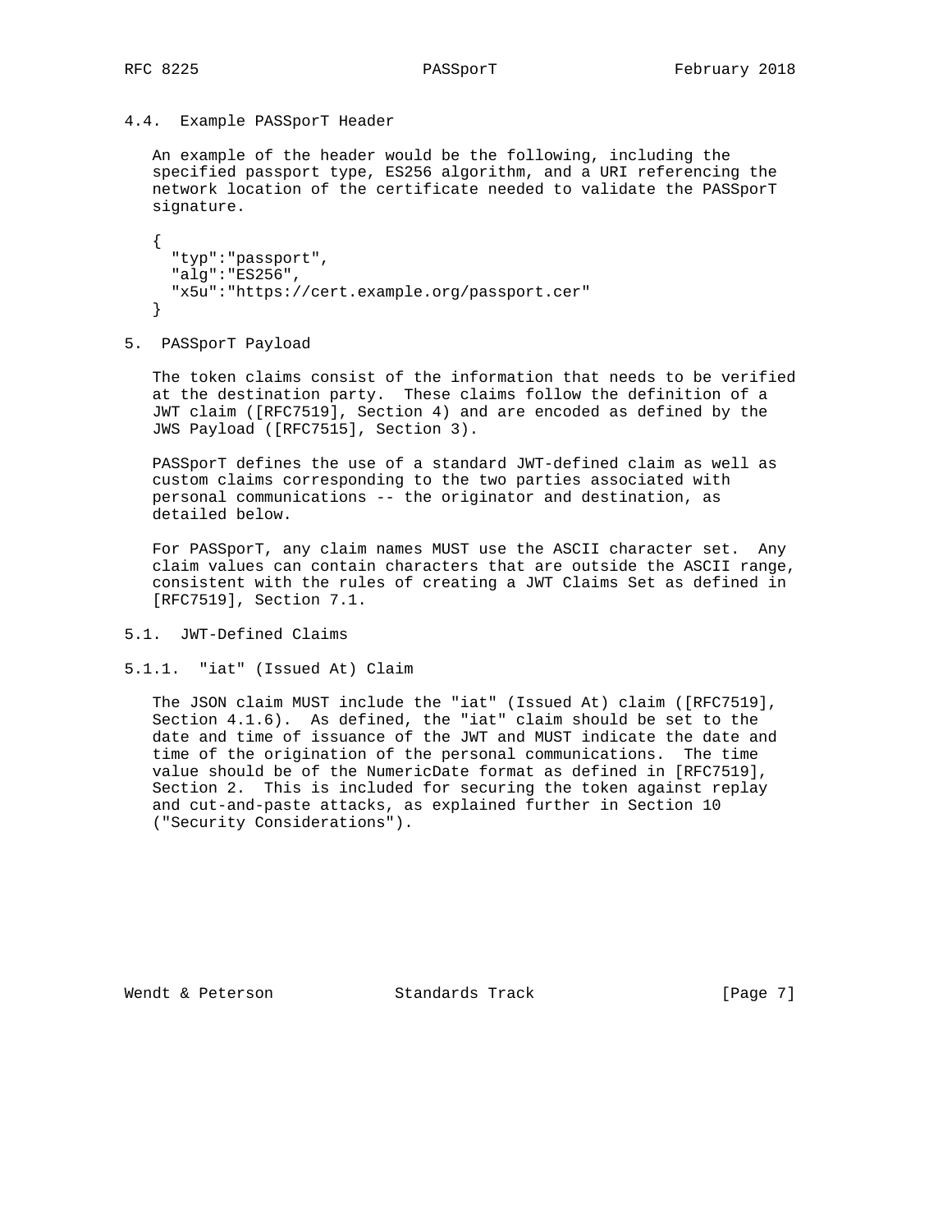### 4.4. Example PASSporT Header

An example of the header would be the following, including the specified passport type, ES256 algorithm, and a URI referencing the network location of the certificate needed to validate the PASSporT signature.

```
{
  "typ":"passport",
  "alg":"ES256",
  "x5u":"https://cert.example.org/passport.cer"
}
```

## 5. PASSporT Payload

The token claims consist of the information that needs to be verified at the destination party. These claims follow the definition of a JWT claim ([RFC7519], Section 4) and are encoded as defined by the JWS Payload ([RFC7515], Section 3).

PASSporT defines the use of a standard JWT-defined claim as well as custom claims corresponding to the two parties associated with personal communications -- the originator and destination, as detailed below.

For PASSporT, any claim names MUST use the ASCII character set. Any claim values can contain characters that are outside the ASCII range, consistent with the rules of creating a JWT Claims Set as defined in [RFC7519], Section 7.1.

### 5.1. JWT-Defined Claims

#### 5.1.1. "iat" (Issued At) Claim

The JSON claim MUST include the "iat" (Issued At) claim ([RFC7519], Section 4.1.6). As defined, the "iat" claim should be set to the date and time of issuance of the JWT and MUST indicate the date and time of the origination of the personal communications. The time value should be of the NumericDate format as defined in [RFC7519], Section 2. This is included for securing the token against replay and cut-and-paste attacks, as explained further in Section 10 ("Security Considerations").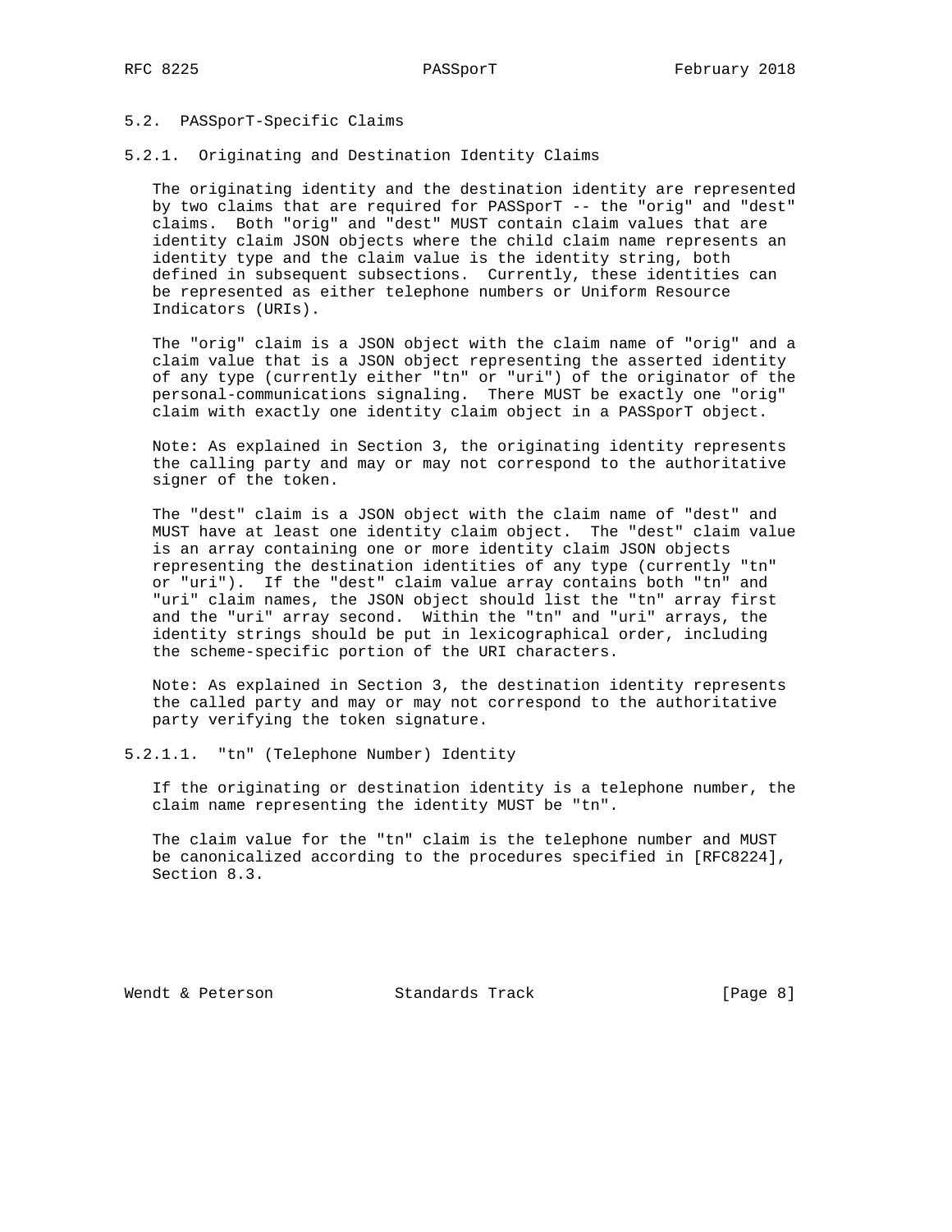### 5.2. PASSporT-Specific Claims

#### 5.2.1. Originating and Destination Identity Claims

The originating identity and the destination identity are represented by two claims that are required for PASSporT -- the "orig" and "dest" claims. Both "orig" and "dest" MUST contain claim values that are identity claim JSON objects where the child claim name represents an identity type and the claim value is the identity string, both defined in subsequent subsections. Currently, these identities can be represented as either telephone numbers or Uniform Resource Indicators (URIs).

The "orig" claim is a JSON object with the claim name of "orig" and a claim value that is a JSON object representing the asserted identity of any type (currently either "tn" or "uri") of the originator of the personal-communications signaling. There MUST be exactly one "orig" claim with exactly one identity claim object in a PASSporT object.

Note: As explained in Section 3, the originating identity represents the calling party and may or may not correspond to the authoritative signer of the token.

The "dest" claim is a JSON object with the claim name of "dest" and MUST have at least one identity claim object. The "dest" claim value is an array containing one or more identity claim JSON objects representing the destination identities of any type (currently "tn" or "uri"). If the "dest" claim value array contains both "tn" and "uri" claim names, the JSON object should list the "tn" array first and the "uri" array second. Within the "tn" and "uri" arrays, the identity strings should be put in lexicographical order, including the scheme-specific portion of the URI characters.

Note: As explained in Section 3, the destination identity represents the called party and may or may not correspond to the authoritative party verifying the token signature.

##### 5.2.1.1. "tn" (Telephone Number) Identity

If the originating or destination identity is a telephone number, the claim name representing the identity MUST be "tn".

The claim value for the "tn" claim is the telephone number and MUST be canonicalized according to the procedures specified in [RFC8224], Section 8.3.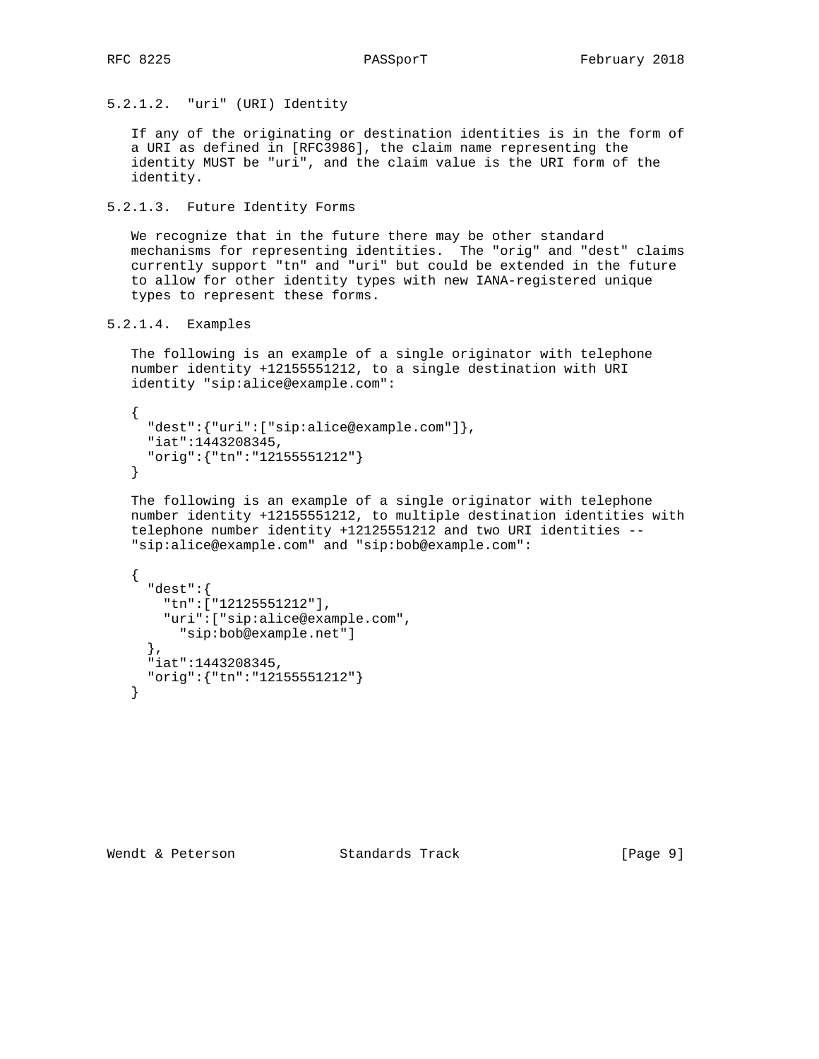#### 5.2.1.2. "uri" (URI) Identity

If any of the originating or destination identities is in the form of a URI as defined in [RFC3986], the claim name representing the identity MUST be "uri", and the claim value is the URI form of the identity.

#### 5.2.1.3. Future Identity Forms

We recognize that in the future there may be other standard mechanisms for representing identities. The "orig" and "dest" claims currently support "tn" and "uri" but could be extended in the future to allow for other identity types with new IANA-registered unique types to represent these forms.

#### 5.2.1.4. Examples

The following is an example of a single originator with telephone number identity +12155551212, to a single destination with URI identity "sip:alice@example.com":

```
{
  "dest":{"uri":["sip:alice@example.com"]},
  "iat":1443208345,
  "orig":{"tn":"12155551212"}
}
```

The following is an example of a single originator with telephone number identity +12155551212, to multiple destination identities with telephone number identity +12125551212 and two URI identities -- "sip:alice@example.com" and "sip:bob@example.com":

```
{
  "dest":{
    "tn":["12125551212"],
    "uri":["sip:alice@example.com",
      "sip:bob@example.net"]
  },
  "iat":1443208345,
  "orig":{"tn":"12155551212"}
}
```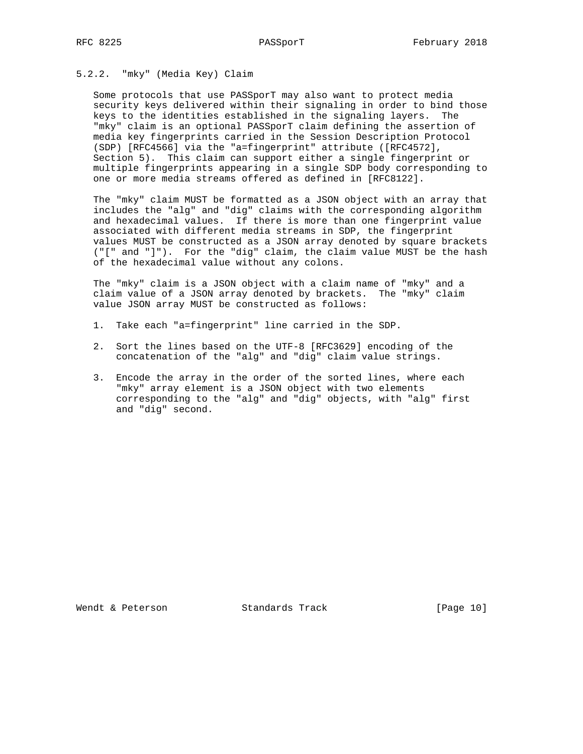### 5.2.2. "mky" (Media Key) Claim

Some protocols that use PASSporT may also want to protect media security keys delivered within their signaling in order to bind those keys to the identities established in the signaling layers. The "mky" claim is an optional PASSporT claim defining the assertion of media key fingerprints carried in the Session Description Protocol (SDP) [RFC4566] via the "a=fingerprint" attribute ([RFC4572], Section 5). This claim can support either a single fingerprint or multiple fingerprints appearing in a single SDP body corresponding to one or more media streams offered as defined in [RFC8122].

The "mky" claim MUST be formatted as a JSON object with an array that includes the "alg" and "dig" claims with the corresponding algorithm and hexadecimal values. If there is more than one fingerprint value associated with different media streams in SDP, the fingerprint values MUST be constructed as a JSON array denoted by square brackets ("[" and "]"). For the "dig" claim, the claim value MUST be the hash of the hexadecimal value without any colons.

The "mky" claim is a JSON object with a claim name of "mky" and a claim value of a JSON array denoted by brackets. The "mky" claim value JSON array MUST be constructed as follows:

1. Take each "a=fingerprint" line carried in the SDP.
2. Sort the lines based on the UTF-8 [RFC3629] encoding of the concatenation of the "alg" and "dig" claim value strings.
3. Encode the array in the order of the sorted lines, where each "mky" array element is a JSON object with two elements corresponding to the "alg" and "dig" objects, with "alg" first and "dig" second.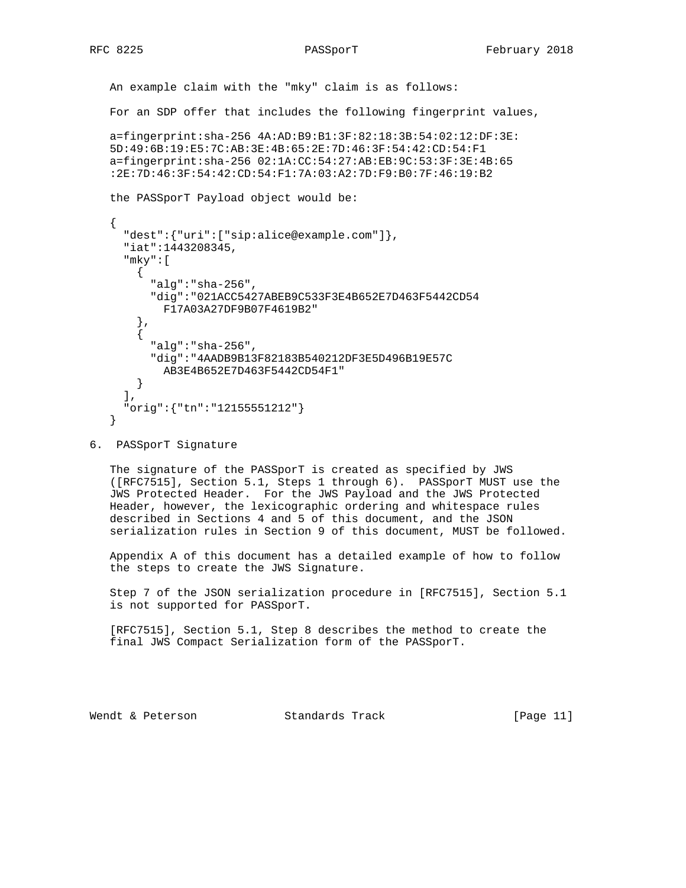An example claim with the "mky" claim is as follows:

For an SDP offer that includes the following fingerprint values,

```
a=fingerprint:sha-256 4A:AD:B9:B1:3F:82:18:3B:54:02:12:DF:3E:
5D:49:6B:19:E5:7C:AB:3E:4B:65:2E:7D:46:3F:54:42:CD:54:F1
a=fingerprint:sha-256 02:1A:CC:54:27:AB:EB:9C:53:3F:3E:4B:65
:2E:7D:46:3F:54:42:CD:54:F1:7A:03:A2:7D:F9:B0:7F:46:19:B2
```

the PASSporT Payload object would be:

```
{
  "dest":{"uri":["sip:alice@example.com"]},
  "iat":1443208345,
  "mky":[
    {
      "alg":"sha-256",
      "dig":"021ACC5427ABEB9C533F3E4B652E7D463F5442CD54
        F17A03A27DF9B07F4619B2"
    },
    {
      "alg":"sha-256",
      "dig":"4AADB9B13F82183B540212DF3E5D496B19E57C
        AB3E4B652E7D463F5442CD54F1"
    }
  ],
  "orig":{"tn":"12155551212"}
}
```

## 6. PASSporT Signature

The signature of the PASSporT is created as specified by JWS ([RFC7515], Section 5.1, Steps 1 through 6). PASSporT MUST use the JWS Protected Header. For the JWS Payload and the JWS Protected Header, however, the lexicographic ordering and whitespace rules described in Sections 4 and 5 of this document, and the JSON serialization rules in Section 9 of this document, MUST be followed.

Appendix A of this document has a detailed example of how to follow the steps to create the JWS Signature.

Step 7 of the JSON serialization procedure in [RFC7515], Section 5.1 is not supported for PASSporT.

[RFC7515], Section 5.1, Step 8 describes the method to create the final JWS Compact Serialization form of the PASSporT.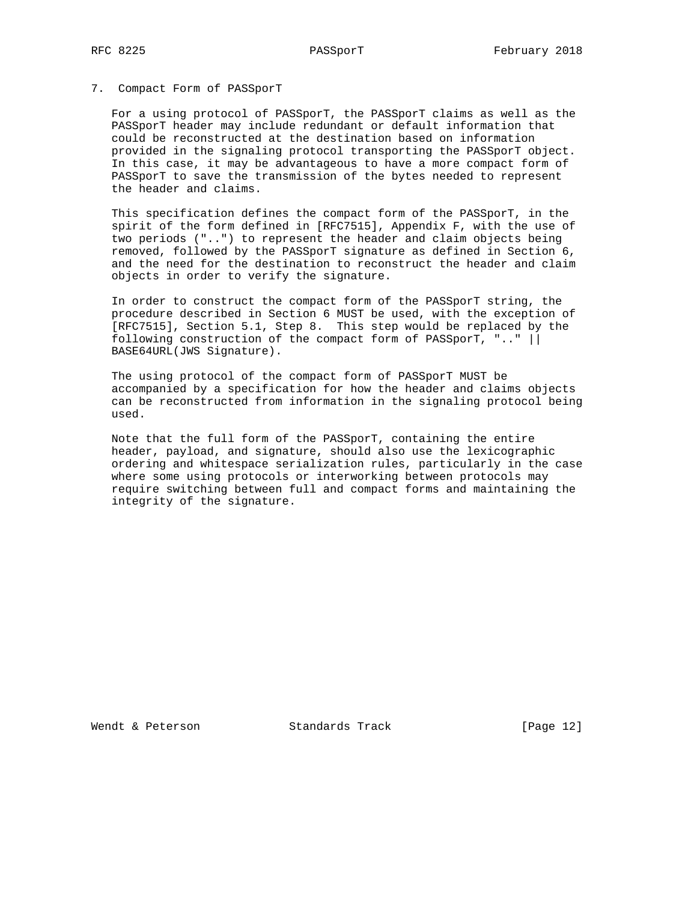## 7. Compact Form of PASSporT

For a using protocol of PASSporT, the PASSporT claims as well as the PASSporT header may include redundant or default information that could be reconstructed at the destination based on information provided in the signaling protocol transporting the PASSporT object. In this case, it may be advantageous to have a more compact form of PASSporT to save the transmission of the bytes needed to represent the header and claims.

This specification defines the compact form of the PASSporT, in the spirit of the form defined in [RFC7515], Appendix F, with the use of two periods ("..") to represent the header and claim objects being removed, followed by the PASSporT signature as defined in Section 6, and the need for the destination to reconstruct the header and claim objects in order to verify the signature.

In order to construct the compact form of the PASSporT string, the procedure described in Section 6 MUST be used, with the exception of [RFC7515], Section 5.1, Step 8. This step would be replaced by the following construction of the compact form of PASSporT, ".." || BASE64URL(JWS Signature).

The using protocol of the compact form of PASSporT MUST be accompanied by a specification for how the header and claims objects can be reconstructed from information in the signaling protocol being used.

Note that the full form of the PASSporT, containing the entire header, payload, and signature, should also use the lexicographic ordering and whitespace serialization rules, particularly in the case where some using protocols or interworking between protocols may require switching between full and compact forms and maintaining the integrity of the signature.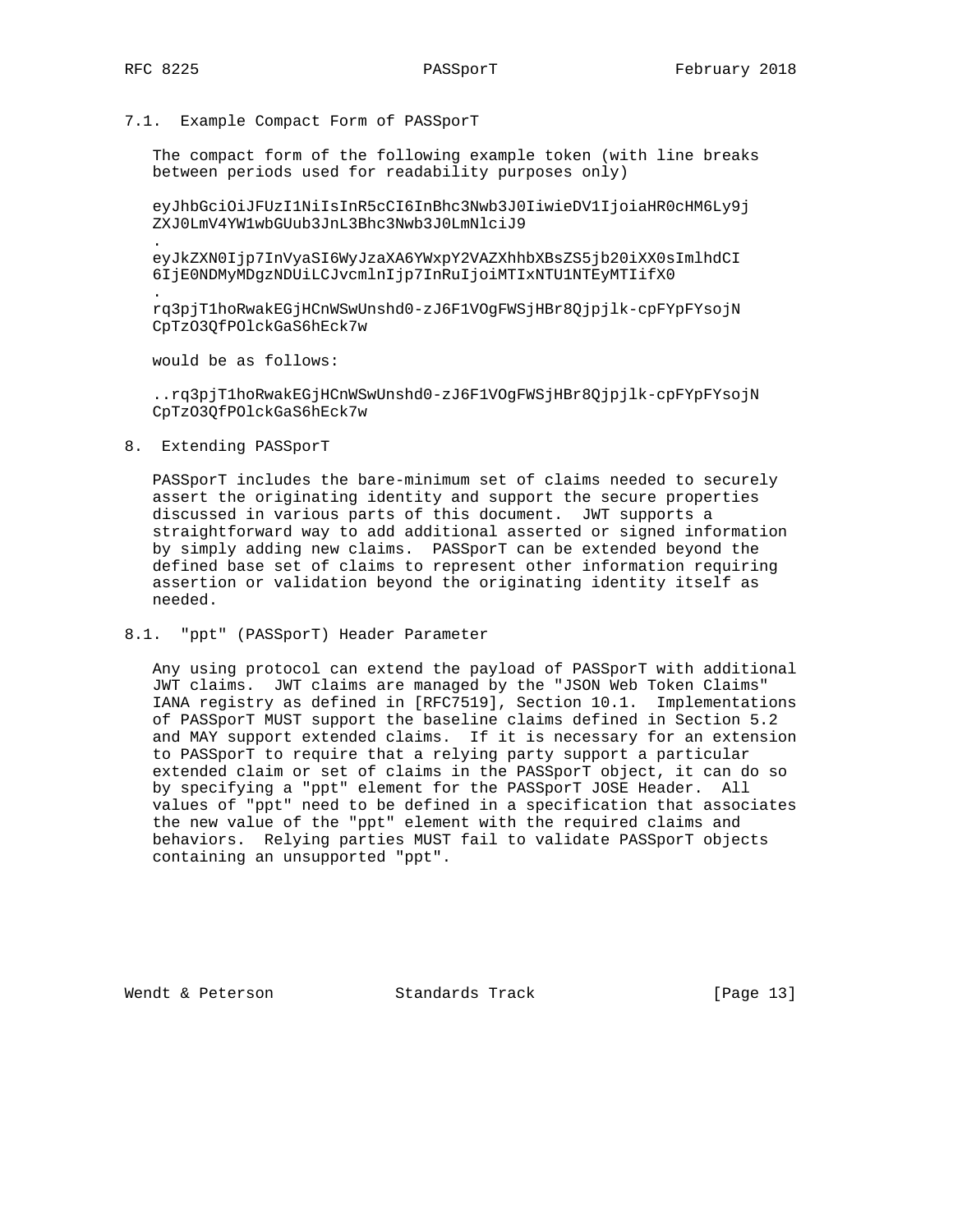### 7.1. Example Compact Form of PASSporT

The compact form of the following example token (with line breaks between periods used for readability purposes only)

```
eyJhbGciOiJFUzI1NiIsInR5cCI6InBhc3Nwb3J0IiwieDV1IjoiaHR0cHM6Ly9j
ZXJ0LmV4YW1wbGUub3JnL3Bhc3Nwb3J0LmNlciJ9
.
eyJkZXN0Ijp7InVyaSI6WyJzaXA6YWxpY2VAZXhhbXBsZS5jb20iXX0sImlhdCI
6IjE0NDMyMDgzNDUiLCJvcmlnIjp7InRuIjoiMTIxNTU1NTEyMTIifX0
.
rq3pjT1hoRwakEGjHCnWSwUnshd0-zJ6F1VOgFWSjHBr8Qjpjlk-cpFYpFYsojN
CpTzO3QfPOlckGaS6hEck7w
```

would be as follows:

```
..rq3pjT1hoRwakEGjHCnWSwUnshd0-zJ6F1VOgFWSjHBr8Qjpjlk-cpFYpFYsojN
CpTzO3QfPOlckGaS6hEck7w
```

## 8. Extending PASSporT

PASSporT includes the bare-minimum set of claims needed to securely assert the originating identity and support the secure properties discussed in various parts of this document. JWT supports a straightforward way to add additional asserted or signed information by simply adding new claims. PASSporT can be extended beyond the defined base set of claims to represent other information requiring assertion or validation beyond the originating identity itself as needed.

### 8.1. "ppt" (PASSporT) Header Parameter

Any using protocol can extend the payload of PASSporT with additional JWT claims. JWT claims are managed by the "JSON Web Token Claims" IANA registry as defined in [RFC7519], Section 10.1. Implementations of PASSporT MUST support the baseline claims defined in Section 5.2 and MAY support extended claims. If it is necessary for an extension to PASSporT to require that a relying party support a particular extended claim or set of claims in the PASSporT object, it can do so by specifying a "ppt" element for the PASSporT JOSE Header. All values of "ppt" need to be defined in a specification that associates the new value of the "ppt" element with the required claims and behaviors. Relying parties MUST fail to validate PASSporT objects containing an unsupported "ppt".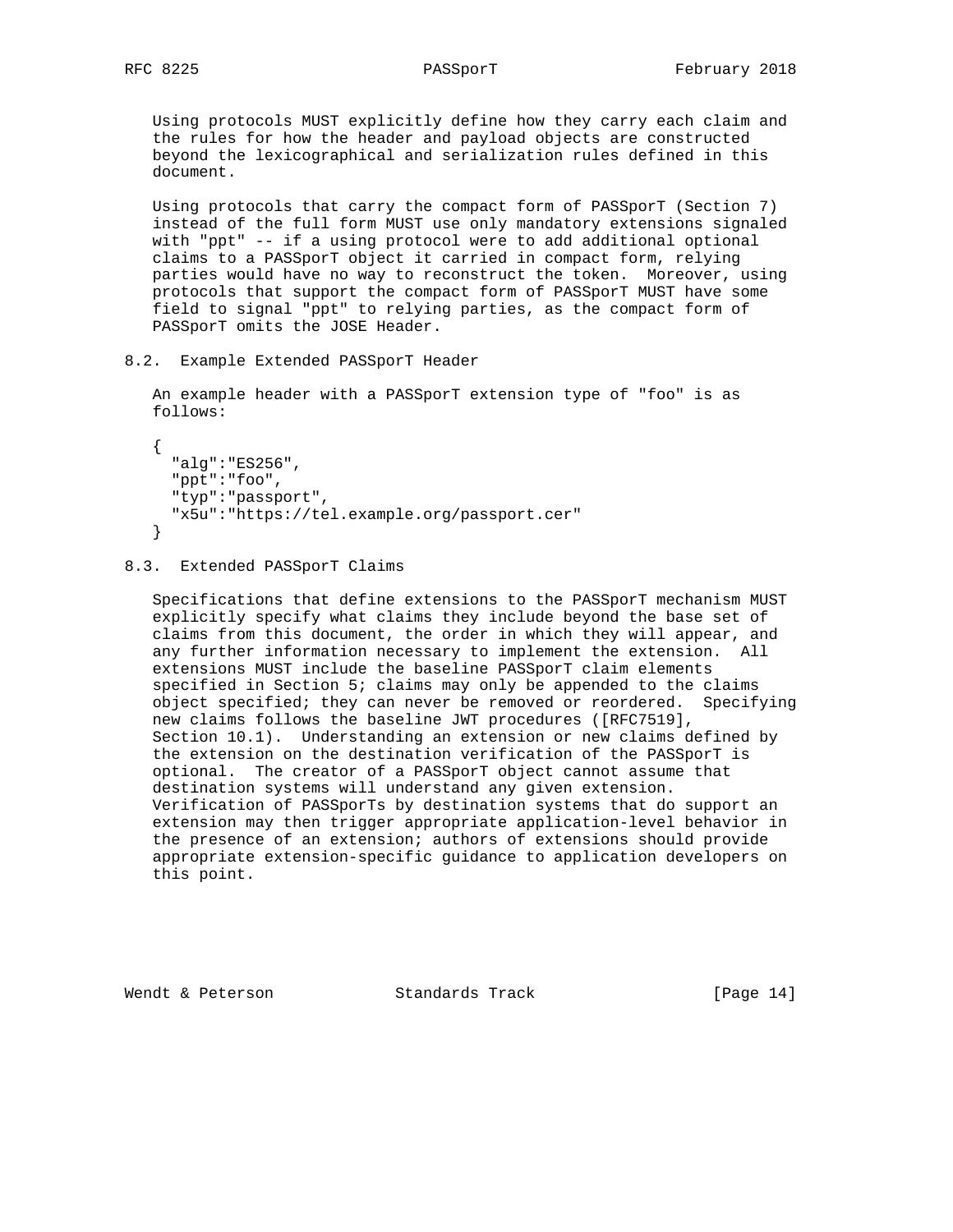Using protocols MUST explicitly define how they carry each claim and the rules for how the header and payload objects are constructed beyond the lexicographical and serialization rules defined in this document.

Using protocols that carry the compact form of PASSporT (Section 7) instead of the full form MUST use only mandatory extensions signaled with "ppt" -- if a using protocol were to add additional optional claims to a PASSporT object it carried in compact form, relying parties would have no way to reconstruct the token. Moreover, using protocols that support the compact form of PASSporT MUST have some field to signal "ppt" to relying parties, as the compact form of PASSporT omits the JOSE Header.

## 8.2. Example Extended PASSporT Header

An example header with a PASSporT extension type of "foo" is as follows:

```
{
  "alg":"ES256",
  "ppt":"foo",
  "typ":"passport",
  "x5u":"https://tel.example.org/passport.cer"
}
```

## 8.3. Extended PASSporT Claims

Specifications that define extensions to the PASSporT mechanism MUST explicitly specify what claims they include beyond the base set of claims from this document, the order in which they will appear, and any further information necessary to implement the extension. All extensions MUST include the baseline PASSporT claim elements specified in Section 5; claims may only be appended to the claims object specified; they can never be removed or reordered. Specifying new claims follows the baseline JWT procedures ([RFC7519], Section 10.1). Understanding an extension or new claims defined by the extension on the destination verification of the PASSporT is optional. The creator of a PASSporT object cannot assume that destination systems will understand any given extension. Verification of PASSporTs by destination systems that do support an extension may then trigger appropriate application-level behavior in the presence of an extension; authors of extensions should provide appropriate extension-specific guidance to application developers on this point.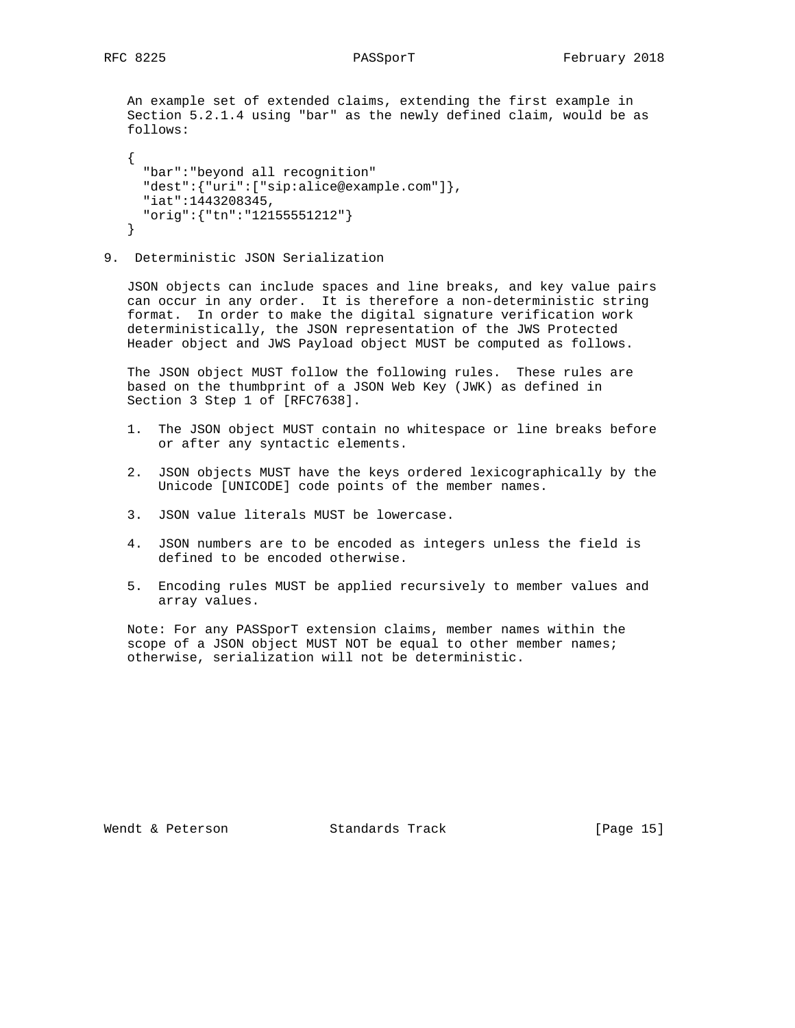An example set of extended claims, extending the first example in Section 5.2.1.4 using "bar" as the newly defined claim, would be as follows:

```
{
  "bar":"beyond all recognition"
  "dest":{"uri":["sip:alice@example.com"]},
  "iat":1443208345,
  "orig":{"tn":"12155551212"}
}
```

## 9. Deterministic JSON Serialization

JSON objects can include spaces and line breaks, and key value pairs can occur in any order. It is therefore a non-deterministic string format. In order to make the digital signature verification work deterministically, the JSON representation of the JWS Protected Header object and JWS Payload object MUST be computed as follows.

The JSON object MUST follow the following rules. These rules are based on the thumbprint of a JSON Web Key (JWK) as defined in Section 3 Step 1 of [RFC7638].

1. The JSON object MUST contain no whitespace or line breaks before or after any syntactic elements.
2. JSON objects MUST have the keys ordered lexicographically by the Unicode [UNICODE] code points of the member names.
3. JSON value literals MUST be lowercase.
4. JSON numbers are to be encoded as integers unless the field is defined to be encoded otherwise.
5. Encoding rules MUST be applied recursively to member values and array values.

Note: For any PASSporT extension claims, member names within the scope of a JSON object MUST NOT be equal to other member names; otherwise, serialization will not be deterministic.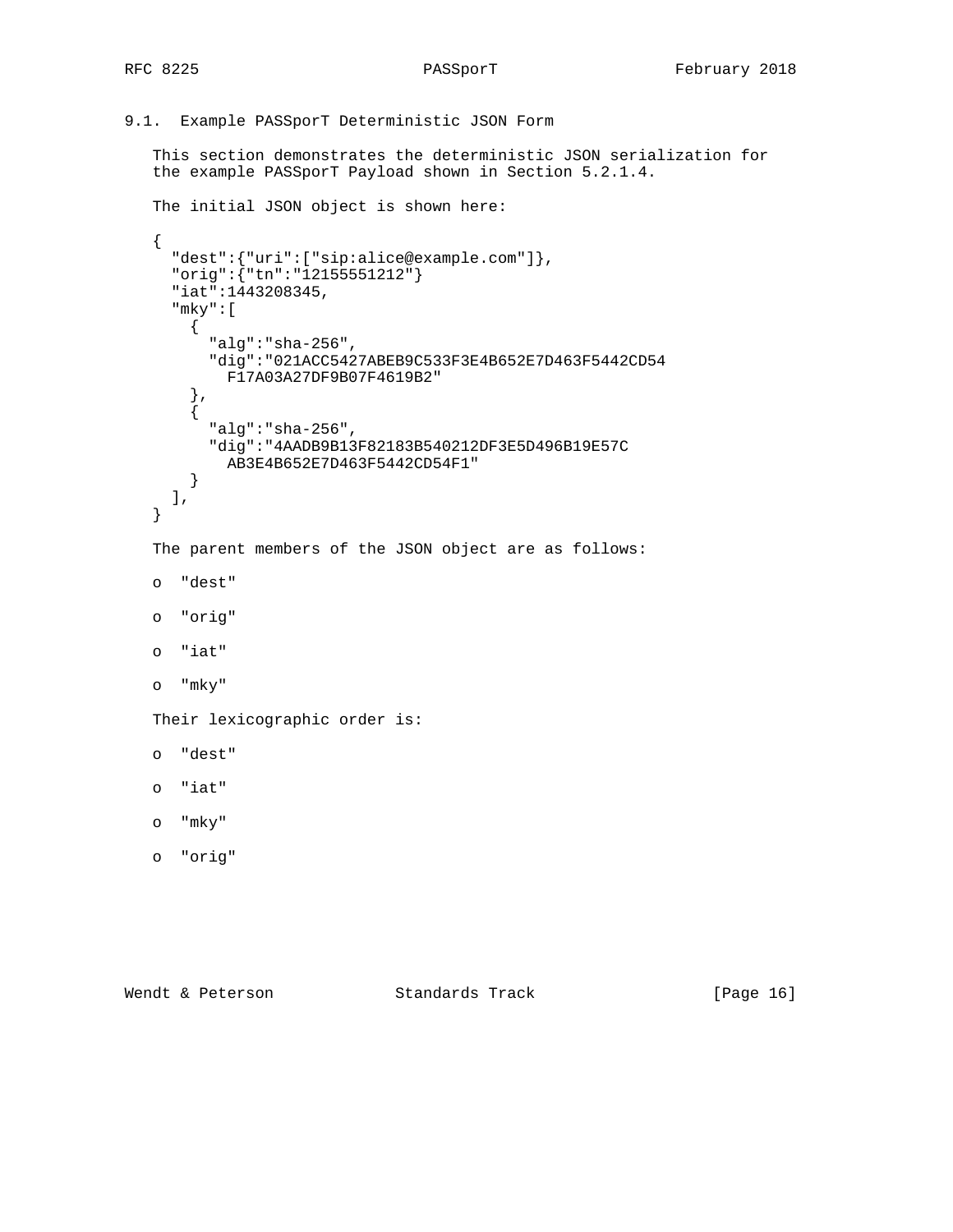### 9.1. Example PASSporT Deterministic JSON Form

This section demonstrates the deterministic JSON serialization for the example PASSporT Payload shown in Section 5.2.1.4.

The initial JSON object is shown here:

```
{
  "dest":{"uri":["sip:alice@example.com"]},
  "orig":{"tn":"12155551212"}
  "iat":1443208345,
  "mky":[
    {
      "alg":"sha-256",
      "dig":"021ACC5427ABEB9C533F3E4B652E7D463F5442CD54
        F17A03A27DF9B07F4619B2"
    },
    {
      "alg":"sha-256",
      "dig":"4AADB9B13F82183B540212DF3E5D496B19E57C
        AB3E4B652E7D463F5442CD54F1"
    }
  ],
}
```

The parent members of the JSON object are as follows:

- "dest"
- "orig"
- "iat"
- "mky"

Their lexicographic order is:

- "dest"
- "iat"
- "mky"
- "orig"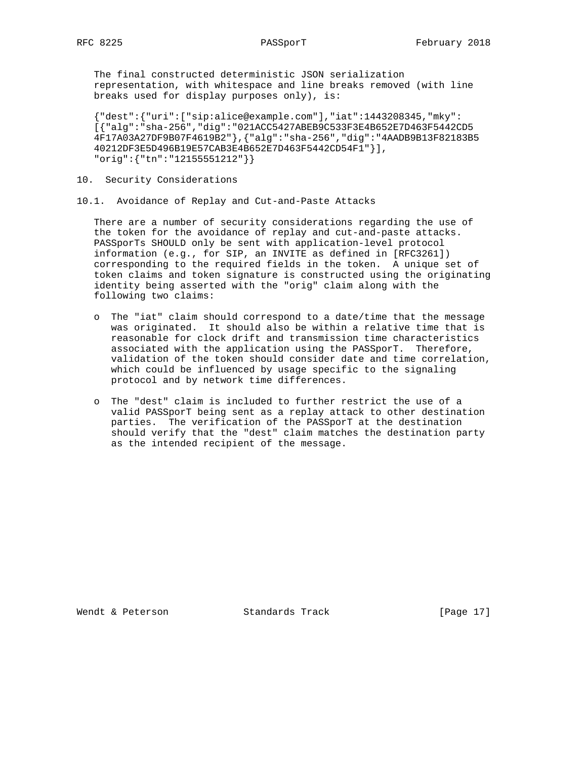The final constructed deterministic JSON serialization representation, with whitespace and line breaks removed (with line breaks used for display purposes only), is:

```
{"dest":{"uri":["sip:alice@example.com"],"iat":1443208345,"mky":
[{"alg":"sha-256","dig":"021ACC5427ABEB9C533F3E4B652E7D463F5442CD5
4F17A03A27DF9B07F4619B2"},{"alg":"sha-256","dig":"4AADB9B13F82183B5
40212DF3E5D496B19E57CAB3E4B652E7D463F5442CD54F1"}],
"orig":{"tn":"12155551212"}}
```

## 10. Security Considerations

### 10.1. Avoidance of Replay and Cut-and-Paste Attacks

There are a number of security considerations regarding the use of the token for the avoidance of replay and cut-and-paste attacks. PASSporTs SHOULD only be sent with application-level protocol information (e.g., for SIP, an INVITE as defined in [RFC3261]) corresponding to the required fields in the token. A unique set of token claims and token signature is constructed using the originating identity being asserted with the "orig" claim along with the following two claims:

- The "iat" claim should correspond to a date/time that the message was originated. It should also be within a relative time that is reasonable for clock drift and transmission time characteristics associated with the application using the PASSporT. Therefore, validation of the token should consider date and time correlation, which could be influenced by usage specific to the signaling protocol and by network time differences.

- The "dest" claim is included to further restrict the use of a valid PASSporT being sent as a replay attack to other destination parties. The verification of the PASSporT at the destination should verify that the "dest" claim matches the destination party as the intended recipient of the message.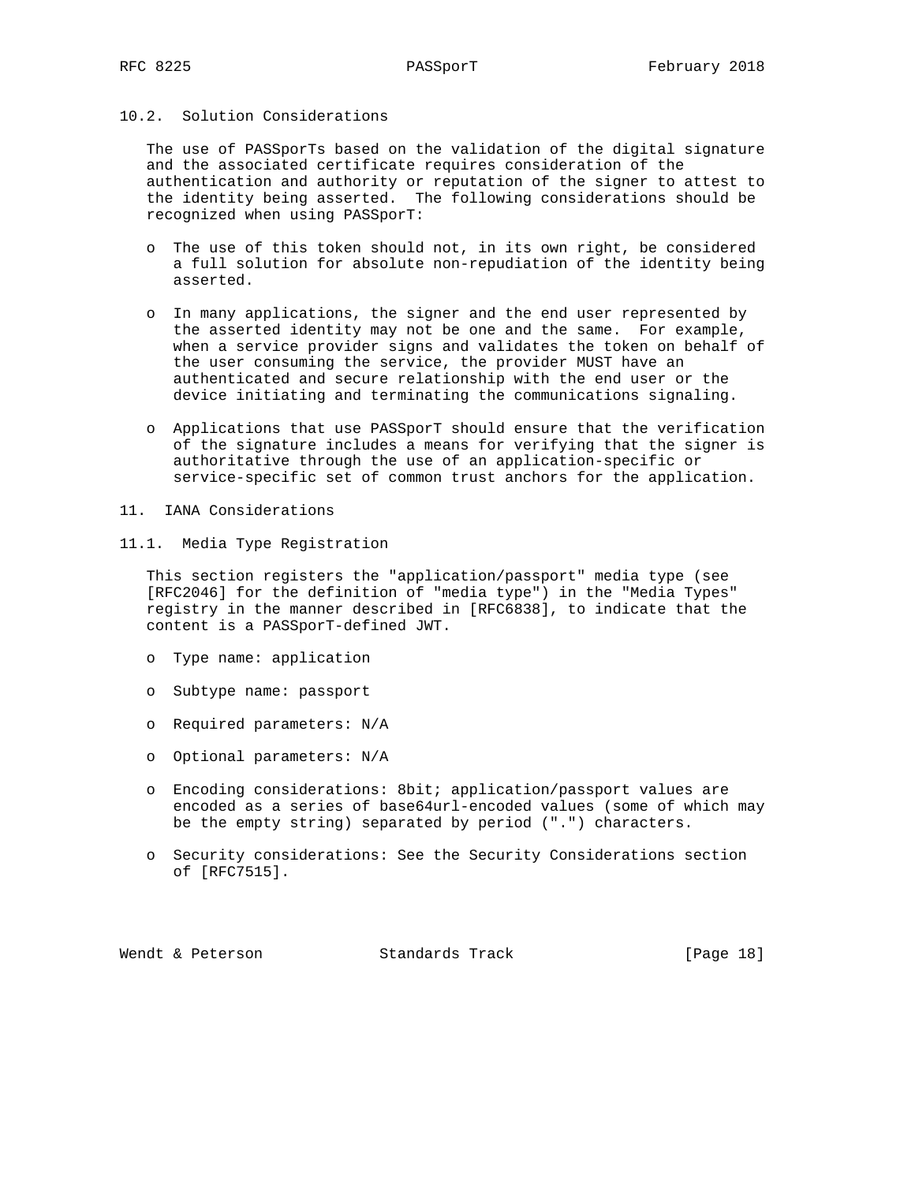### 10.2. Solution Considerations

The use of PASSporTs based on the validation of the digital signature and the associated certificate requires consideration of the authentication and authority or reputation of the signer to attest to the identity being asserted. The following considerations should be recognized when using PASSporT:

- The use of this token should not, in its own right, be considered a full solution for absolute non-repudiation of the identity being asserted.

- In many applications, the signer and the end user represented by the asserted identity may not be one and the same. For example, when a service provider signs and validates the token on behalf of the user consuming the service, the provider MUST have an authenticated and secure relationship with the end user or the device initiating and terminating the communications signaling.

- Applications that use PASSporT should ensure that the verification of the signature includes a means for verifying that the signer is authoritative through the use of an application-specific or service-specific set of common trust anchors for the application.

## 11. IANA Considerations

### 11.1. Media Type Registration

This section registers the "application/passport" media type (see [RFC2046] for the definition of "media type") in the "Media Types" registry in the manner described in [RFC6838], to indicate that the content is a PASSporT-defined JWT.

- Type name: application

- Subtype name: passport

- Required parameters: N/A

- Optional parameters: N/A

- Encoding considerations: 8bit; application/passport values are encoded as a series of base64url-encoded values (some of which may be the empty string) separated by period (".") characters.

- Security considerations: See the Security Considerations section of [RFC7515].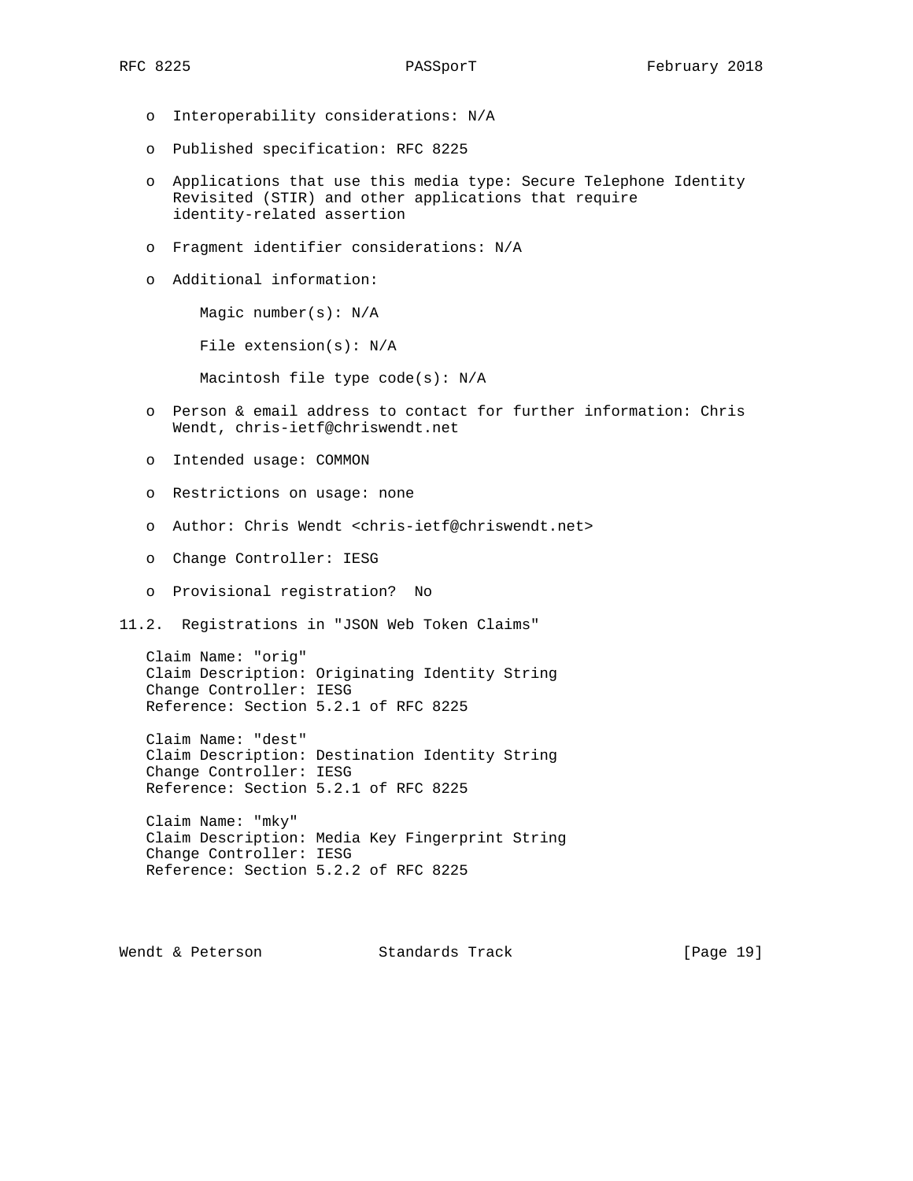- Interoperability considerations: N/A

- Published specification: RFC 8225

- Applications that use this media type: Secure Telephone Identity Revisited (STIR) and other applications that require identity-related assertion

- Fragment identifier considerations: N/A

- Additional information:

  Magic number(s): N/A

  File extension(s): N/A

  Macintosh file type code(s): N/A

- Person & email address to contact for further information: Chris Wendt, chris-ietf@chriswendt.net

- Intended usage: COMMON

- Restrictions on usage: none

- Author: Chris Wendt <chris-ietf@chriswendt.net>

- Change Controller: IESG

- Provisional registration? No

### 11.2. Registrations in "JSON Web Token Claims"

Claim Name: "orig"
Claim Description: Originating Identity String
Change Controller: IESG
Reference: Section 5.2.1 of RFC 8225

Claim Name: "dest"
Claim Description: Destination Identity String
Change Controller: IESG
Reference: Section 5.2.1 of RFC 8225

Claim Name: "mky"
Claim Description: Media Key Fingerprint String
Change Controller: IESG
Reference: Section 5.2.2 of RFC 8225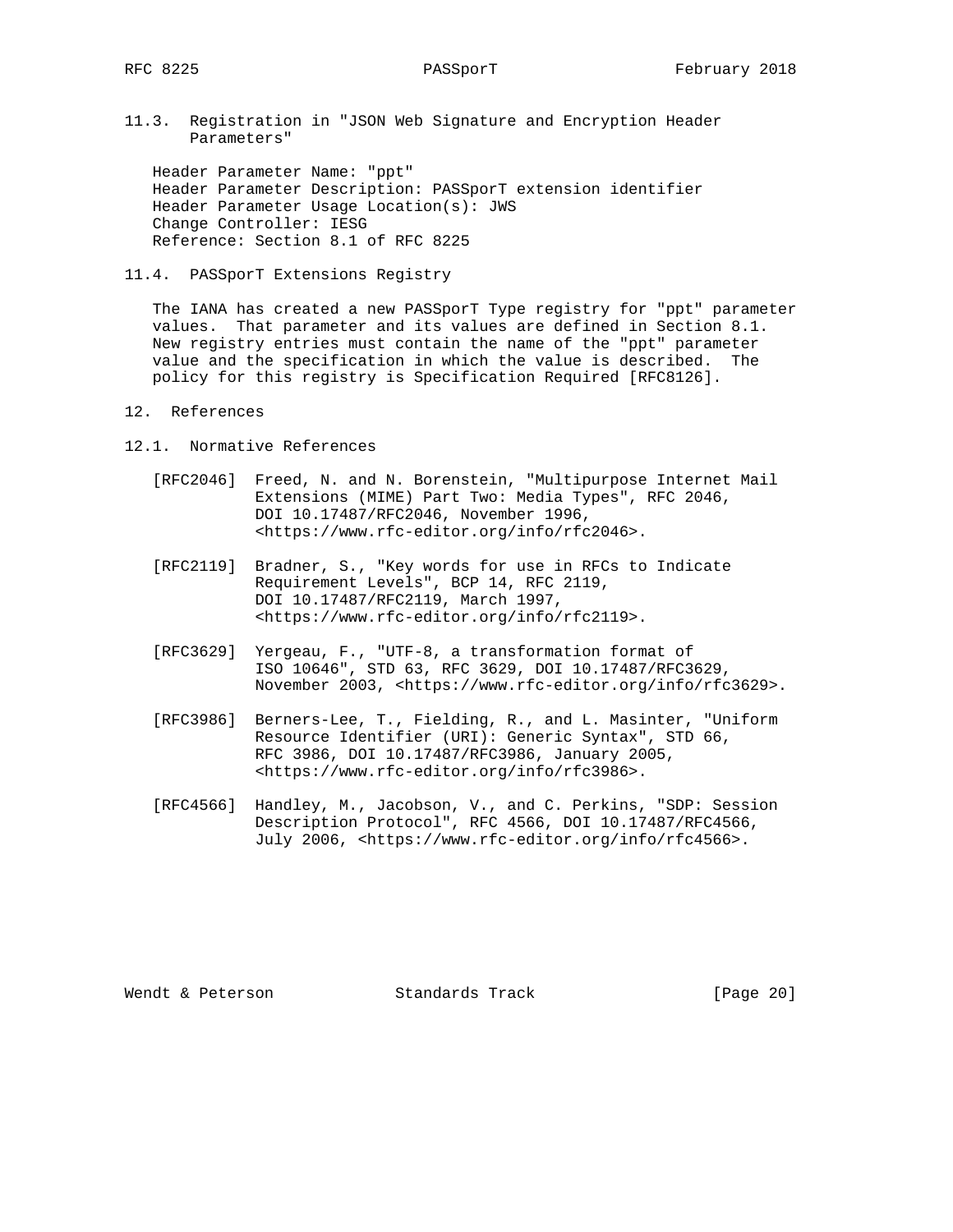### 11.3. Registration in "JSON Web Signature and Encryption Header Parameters"

Header Parameter Name: "ppt"
Header Parameter Description: PASSporT extension identifier
Header Parameter Usage Location(s): JWS
Change Controller: IESG
Reference: Section 8.1 of RFC 8225

### 11.4. PASSporT Extensions Registry

The IANA has created a new PASSporT Type registry for "ppt" parameter values. That parameter and its values are defined in Section 8.1. New registry entries must contain the name of the "ppt" parameter value and the specification in which the value is described. The policy for this registry is Specification Required [RFC8126].

## 12. References

### 12.1. Normative References

[RFC2046] Freed, N. and N. Borenstein, "Multipurpose Internet Mail Extensions (MIME) Part Two: Media Types", RFC 2046, DOI 10.17487/RFC2046, November 1996, <https://www.rfc-editor.org/info/rfc2046>.

[RFC2119] Bradner, S., "Key words for use in RFCs to Indicate Requirement Levels", BCP 14, RFC 2119, DOI 10.17487/RFC2119, March 1997, <https://www.rfc-editor.org/info/rfc2119>.

[RFC3629] Yergeau, F., "UTF-8, a transformation format of ISO 10646", STD 63, RFC 3629, DOI 10.17487/RFC3629, November 2003, <https://www.rfc-editor.org/info/rfc3629>.

[RFC3986] Berners-Lee, T., Fielding, R., and L. Masinter, "Uniform Resource Identifier (URI): Generic Syntax", STD 66, RFC 3986, DOI 10.17487/RFC3986, January 2005, <https://www.rfc-editor.org/info/rfc3986>.

[RFC4566] Handley, M., Jacobson, V., and C. Perkins, "SDP: Session Description Protocol", RFC 4566, DOI 10.17487/RFC4566, July 2006, <https://www.rfc-editor.org/info/rfc4566>.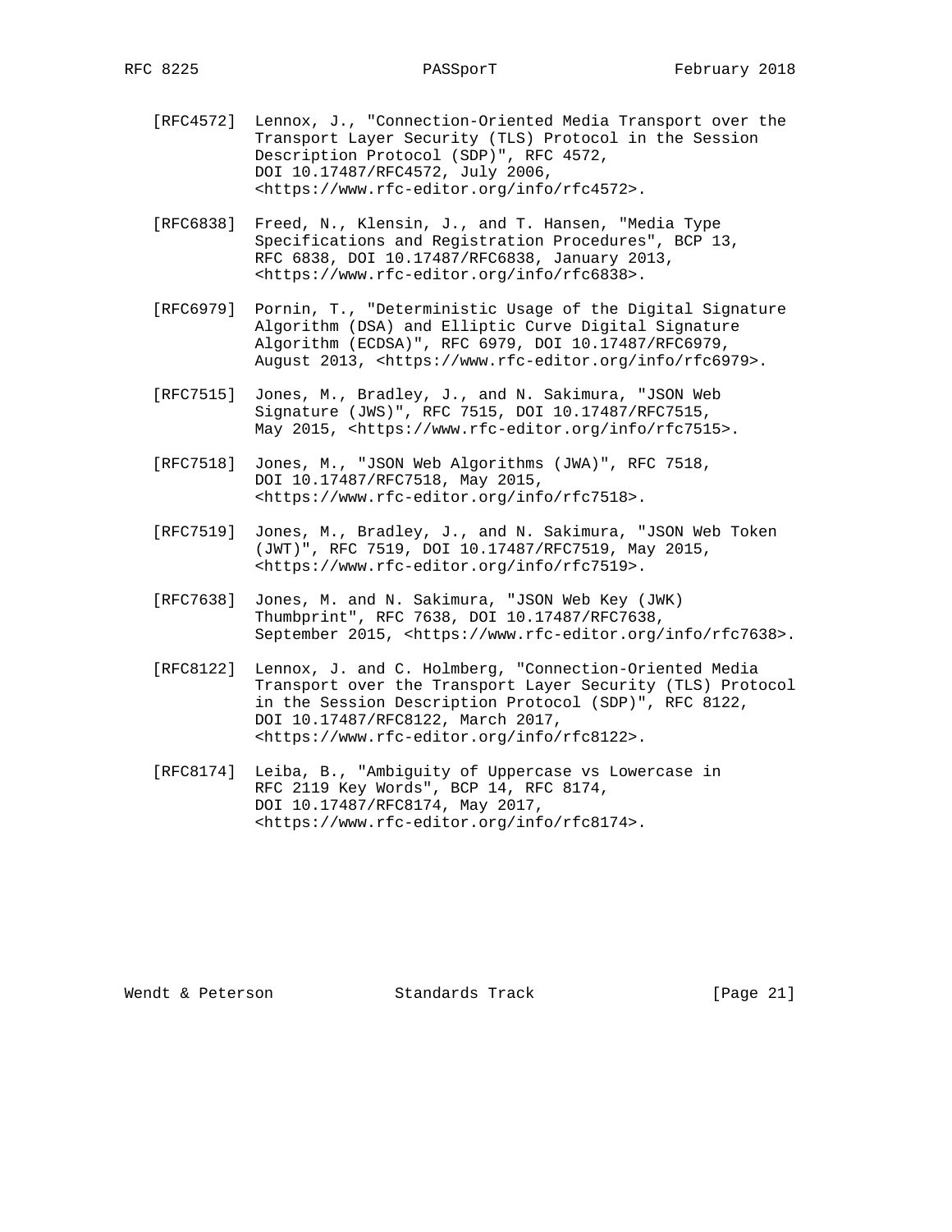[RFC4572] Lennox, J., "Connection-Oriented Media Transport over the Transport Layer Security (TLS) Protocol in the Session Description Protocol (SDP)", RFC 4572, DOI 10.17487/RFC4572, July 2006, <https://www.rfc-editor.org/info/rfc4572>.

[RFC6838] Freed, N., Klensin, J., and T. Hansen, "Media Type Specifications and Registration Procedures", BCP 13, RFC 6838, DOI 10.17487/RFC6838, January 2013, <https://www.rfc-editor.org/info/rfc6838>.

[RFC6979] Pornin, T., "Deterministic Usage of the Digital Signature Algorithm (DSA) and Elliptic Curve Digital Signature Algorithm (ECDSA)", RFC 6979, DOI 10.17487/RFC6979, August 2013, <https://www.rfc-editor.org/info/rfc6979>.

[RFC7515] Jones, M., Bradley, J., and N. Sakimura, "JSON Web Signature (JWS)", RFC 7515, DOI 10.17487/RFC7515, May 2015, <https://www.rfc-editor.org/info/rfc7515>.

[RFC7518] Jones, M., "JSON Web Algorithms (JWA)", RFC 7518, DOI 10.17487/RFC7518, May 2015, <https://www.rfc-editor.org/info/rfc7518>.

[RFC7519] Jones, M., Bradley, J., and N. Sakimura, "JSON Web Token (JWT)", RFC 7519, DOI 10.17487/RFC7519, May 2015, <https://www.rfc-editor.org/info/rfc7519>.

[RFC7638] Jones, M. and N. Sakimura, "JSON Web Key (JWK) Thumbprint", RFC 7638, DOI 10.17487/RFC7638, September 2015, <https://www.rfc-editor.org/info/rfc7638>.

[RFC8122] Lennox, J. and C. Holmberg, "Connection-Oriented Media Transport over the Transport Layer Security (TLS) Protocol in the Session Description Protocol (SDP)", RFC 8122, DOI 10.17487/RFC8122, March 2017, <https://www.rfc-editor.org/info/rfc8122>.

[RFC8174] Leiba, B., "Ambiguity of Uppercase vs Lowercase in RFC 2119 Key Words", BCP 14, RFC 8174, DOI 10.17487/RFC8174, May 2017, <https://www.rfc-editor.org/info/rfc8174>.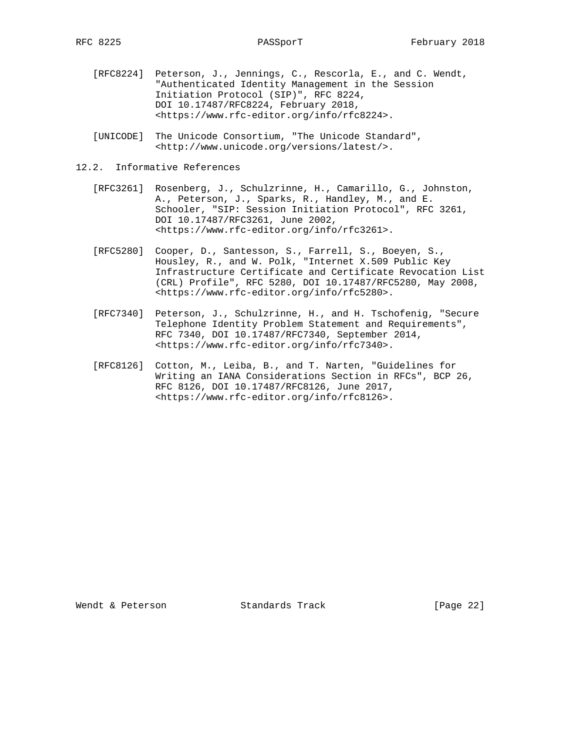[RFC8224] Peterson, J., Jennings, C., Rescorla, E., and C. Wendt, "Authenticated Identity Management in the Session Initiation Protocol (SIP)", RFC 8224, DOI 10.17487/RFC8224, February 2018, <https://www.rfc-editor.org/info/rfc8224>.

[UNICODE] The Unicode Consortium, "The Unicode Standard", <http://www.unicode.org/versions/latest/>.

### 12.2. Informative References

[RFC3261] Rosenberg, J., Schulzrinne, H., Camarillo, G., Johnston, A., Peterson, J., Sparks, R., Handley, M., and E. Schooler, "SIP: Session Initiation Protocol", RFC 3261, DOI 10.17487/RFC3261, June 2002, <https://www.rfc-editor.org/info/rfc3261>.

[RFC5280] Cooper, D., Santesson, S., Farrell, S., Boeyen, S., Housley, R., and W. Polk, "Internet X.509 Public Key Infrastructure Certificate and Certificate Revocation List (CRL) Profile", RFC 5280, DOI 10.17487/RFC5280, May 2008, <https://www.rfc-editor.org/info/rfc5280>.

[RFC7340] Peterson, J., Schulzrinne, H., and H. Tschofenig, "Secure Telephone Identity Problem Statement and Requirements", RFC 7340, DOI 10.17487/RFC7340, September 2014, <https://www.rfc-editor.org/info/rfc7340>.

[RFC8126] Cotton, M., Leiba, B., and T. Narten, "Guidelines for Writing an IANA Considerations Section in RFCs", BCP 26, RFC 8126, DOI 10.17487/RFC8126, June 2017, <https://www.rfc-editor.org/info/rfc8126>.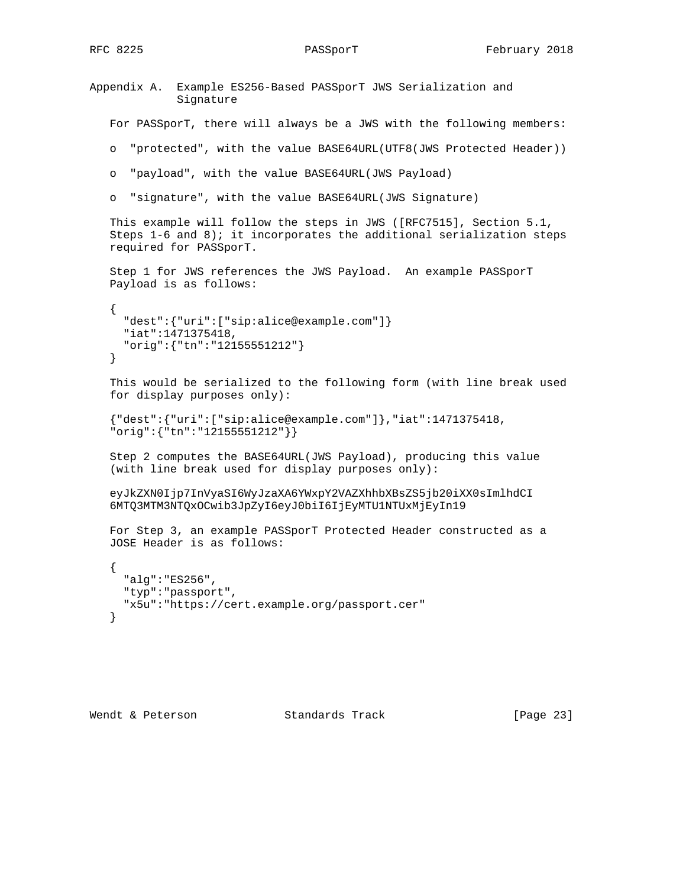## Appendix A. Example ES256-Based PASSporT JWS Serialization and Signature

For PASSporT, there will always be a JWS with the following members:

- "protected", with the value BASE64URL(UTF8(JWS Protected Header))
- "payload", with the value BASE64URL(JWS Payload)
- "signature", with the value BASE64URL(JWS Signature)

This example will follow the steps in JWS ([RFC7515], Section 5.1, Steps 1-6 and 8); it incorporates the additional serialization steps required for PASSporT.

Step 1 for JWS references the JWS Payload. An example PASSporT Payload is as follows:

```
{
  "dest":{"uri":["sip:alice@example.com"]}
  "iat":1471375418,
  "orig":{"tn":"12155551212"}
}
```

This would be serialized to the following form (with line break used for display purposes only):

```
{"dest":{"uri":["sip:alice@example.com"]},"iat":1471375418,
"orig":{"tn":"12155551212"}}
```

Step 2 computes the BASE64URL(JWS Payload), producing this value (with line break used for display purposes only):

```
eyJkZXN0Ijp7InVyaSI6WyJzaXA6YWxpY2VAZXhhbXBsZS5jb20iXX0sImlhdCI
6MTQ3MTM3NTQxOCwib3JpZyI6eyJ0biI6IjEyMTU1NTUxMjEyIn19
```

For Step 3, an example PASSporT Protected Header constructed as a JOSE Header is as follows:

```
{
  "alg":"ES256",
  "typ":"passport",
  "x5u":"https://cert.example.org/passport.cer"
}
```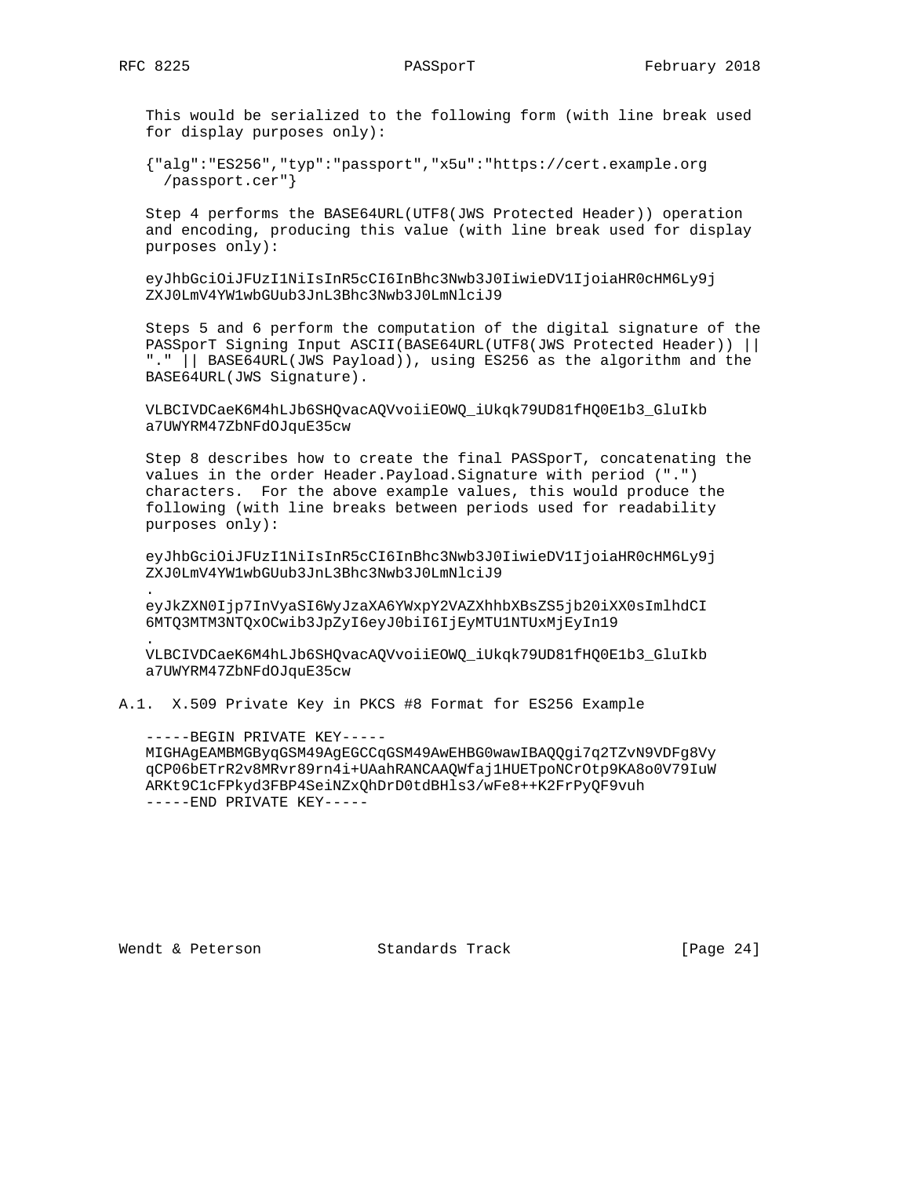This would be serialized to the following form (with line break used for display purposes only):

```
{"alg":"ES256","typ":"passport","x5u":"https://cert.example.org
  /passport.cer"}
```

Step 4 performs the BASE64URL(UTF8(JWS Protected Header)) operation and encoding, producing this value (with line break used for display purposes only):

```
eyJhbGciOiJFUzI1NiIsInR5cCI6InBhc3Nwb3J0IiwieDV1IjoiaHR0cHM6Ly9j
ZXJ0LmV4YW1wbGUub3JnL3Bhc3Nwb3J0LmNlciJ9
```

Steps 5 and 6 perform the computation of the digital signature of the PASSporT Signing Input ASCII(BASE64URL(UTF8(JWS Protected Header)) || "." || BASE64URL(JWS Payload)), using ES256 as the algorithm and the BASE64URL(JWS Signature).

```
VLBCIVDCaeK6M4hLJb6SHQvacAQVvoiiEOWQ_iUkqk79UD81fHQ0E1b3_GluIkb
a7UWYRM47ZbNFdOJquE35cw
```

Step 8 describes how to create the final PASSporT, concatenating the values in the order Header.Payload.Signature with period (".") characters. For the above example values, this would produce the following (with line breaks between periods used for readability purposes only):

```
eyJhbGciOiJFUzI1NiIsInR5cCI6InBhc3Nwb3J0IiwieDV1IjoiaHR0cHM6Ly9j
ZXJ0LmV4YW1wbGUub3JnL3Bhc3Nwb3J0LmNlciJ9
.
eyJkZXN0Ijp7InVyaSI6WyJzaXA6YWxpY2VAZXhhbXBsZS5jb20iXX0sImlhdCI
6MTQ3MTM3NTQxOCwib3JpZyI6eyJ0biI6IjEyMTU1NTUxMjEyIn19
.
VLBCIVDCaeK6M4hLJb6SHQvacAQVvoiiEOWQ_iUkqk79UD81fHQ0E1b3_GluIkb
a7UWYRM47ZbNFdOJquE35cw
```

### A.1. X.509 Private Key in PKCS #8 Format for ES256 Example

```
-----BEGIN PRIVATE KEY-----
MIGHAgEAMBMGByqGSM49AgEGCCqGSM49AwEHBG0wawIBAQQgi7q2TZvN9VDFg8Vy
qCP06bETrR2v8MRvr89rn4i+UAahRANCAAQWfaj1HUETpoNCrOtp9KA8o0V79IuW
ARKt9C1cFPkyd3FBP4SeiNZxQhDrD0tdBHls3/wFe8++K2FrPyQF9vuh
-----END PRIVATE KEY-----
```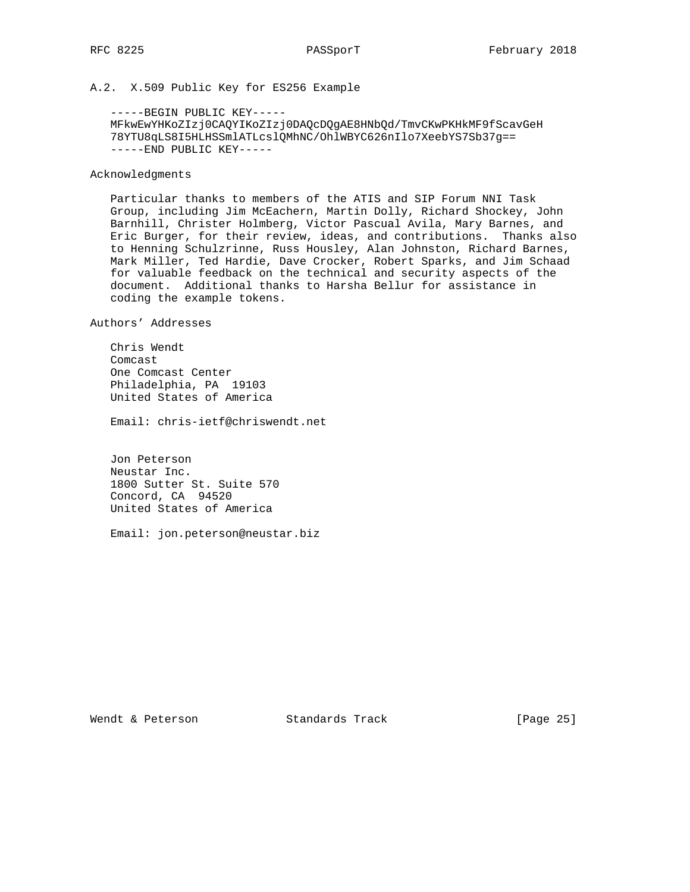### A.2. X.509 Public Key for ES256 Example

```
-----BEGIN PUBLIC KEY-----
MFkwEwYHKoZIzj0CAQYIKoZIzj0DAQcDQgAE8HNbQd/TmvCKwPKHkMF9fScavGeH
78YTU8qLS8I5HLHSSmlATLcslQMhNC/OhlWBYC626nIlo7XeebYS7Sb37g==
-----END PUBLIC KEY-----
```

## Acknowledgments

Particular thanks to members of the ATIS and SIP Forum NNI Task Group, including Jim McEachern, Martin Dolly, Richard Shockey, John Barnhill, Christer Holmberg, Victor Pascual Avila, Mary Barnes, and Eric Burger, for their review, ideas, and contributions. Thanks also to Henning Schulzrinne, Russ Housley, Alan Johnston, Richard Barnes, Mark Miller, Ted Hardie, Dave Crocker, Robert Sparks, and Jim Schaad for valuable feedback on the technical and security aspects of the document. Additional thanks to Harsha Bellur for assistance in coding the example tokens.

## Authors' Addresses

Chris Wendt
Comcast
One Comcast Center
Philadelphia, PA 19103
United States of America

Email: chris-ietf@chriswendt.net

Jon Peterson
Neustar Inc.
1800 Sutter St. Suite 570
Concord, CA 94520
United States of America

Email: jon.peterson@neustar.biz